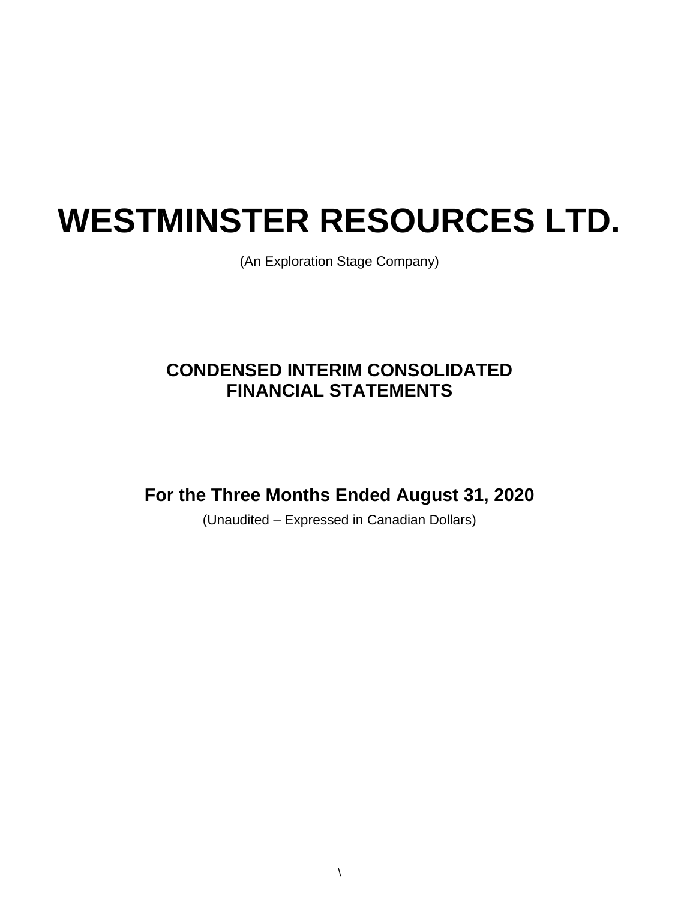# WESTMINSTER RESOURCES LTD.

(An Exploration Stage Company)

## CONDENSED INTERIM CONSOLIDATED FINANCIAL STATEMENTS

## For the Three Months Ended August 31, 2020

(Unaudited – Expressed in Canadian Dollars)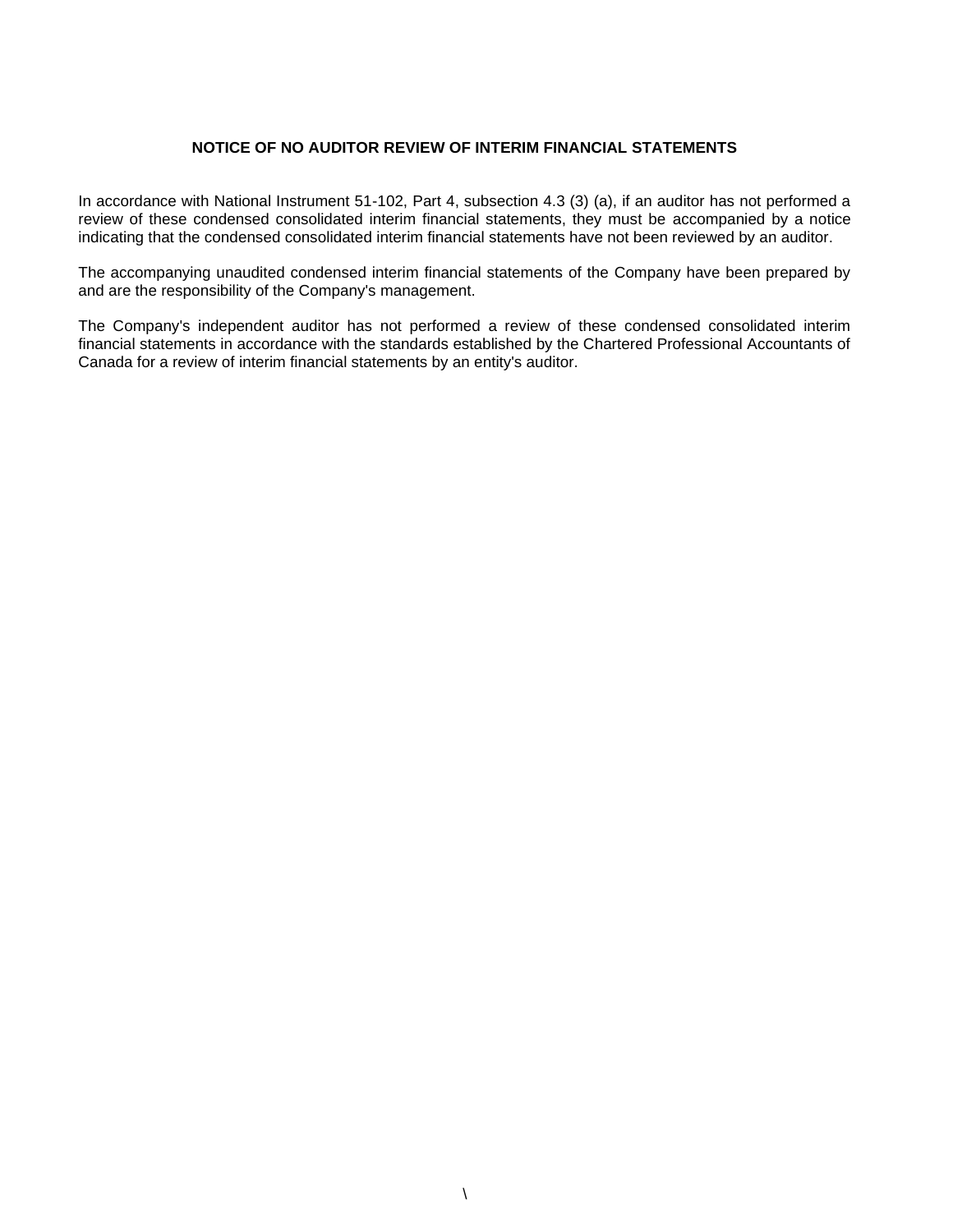**NOTICE OF NO AUDITOR REVIEW OF INTERIM FINANCIAL STATEMENTS**

In accordance with National Instrument 51-102, Part 4, subsection 4.3 (3) (a), if an auditor has not performed a review of these condensed consolidated interim financial statements, they must be accompanied by a notice indicating that the condensed consolidated interim financial statements have not been reviewed by an auditor.

The accompanying unaudited condensed interim financial statements of the Company have been prepared by and are the responsibility of the Company's management.

The Company's independent auditor has not performed a review of these condensed consolidated interim financial statements in accordance with the standards established by the Chartered Professional Accountants of Canada for a review of interim financial statements by an entity's auditor.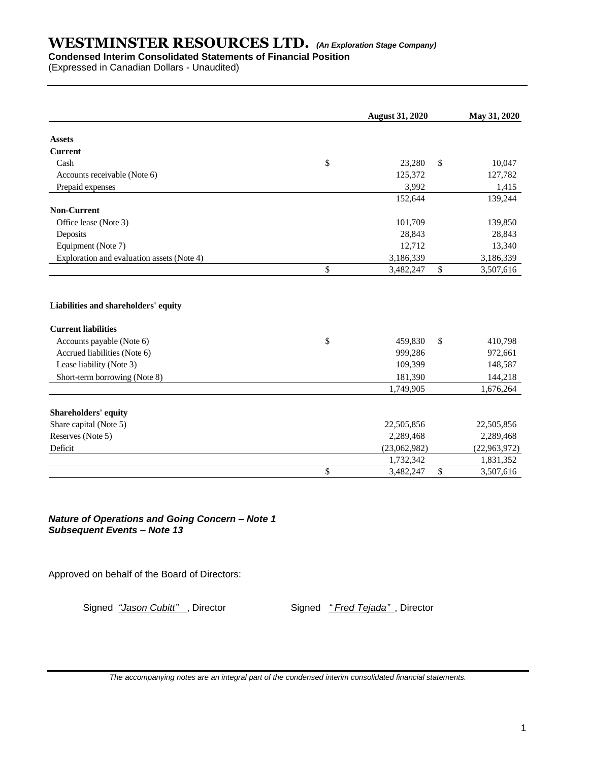# WESTMINSTER RESOURCES LTD. *(An Exploration Stage Company)*

**Condensed Interim Consolidated Statements of Financial Position**

(Expressed in Canadian Dollars - Unaudited)

| | August 31, 2020 | May 31, 2020 |
|---|---|---|
| **Assets** | | |
| **Current** | | |
| Cash | $ 23,280 | $ 10,047 |
| Accounts receivable (Note 6) | 125,372 | 127,782 |
| Prepaid expenses | 3,992 | 1,415 |
| | 152,644 | 139,244 |
| **Non-Current** | | |
| Office lease (Note 3) | 101,709 | 139,850 |
| Deposits | 28,843 | 28,843 |
| Equipment (Note 7) | 12,712 | 13,340 |
| Exploration and evaluation assets (Note 4) | 3,186,339 | 3,186,339 |
| | $ 3,482,247 | $ 3,507,616 |
| **Liabilities and shareholders' equity** | | |
| **Current liabilities** | | |
| Accounts payable (Note 6) | $ 459,830 | $ 410,798 |
| Accrued liabilities (Note 6) | 999,286 | 972,661 |
| Lease liability (Note 3) | 109,399 | 148,587 |
| Short-term borrowing (Note 8) | 181,390 | 144,218 |
| | 1,749,905 | 1,676,264 |
| **Shareholders' equity** | | |
| Share capital (Note 5) | 22,505,856 | 22,505,856 |
| Reserves (Note 5) | 2,289,468 | 2,289,468 |
| Deficit | (23,062,982) | (22,963,972) |
| | 1,732,342 | 1,831,352 |
| | $ 3,482,247 | $ 3,507,616 |

***Nature of Operations and Going Concern – Note 1***
***Subsequent Events – Note 13***

Approved on behalf of the Board of Directors:

Signed *"Jason Cubitt"* , Director    Signed *" Fred Tejada"* , Director

*The accompanying notes are an integral part of the condensed interim consolidated financial statements.*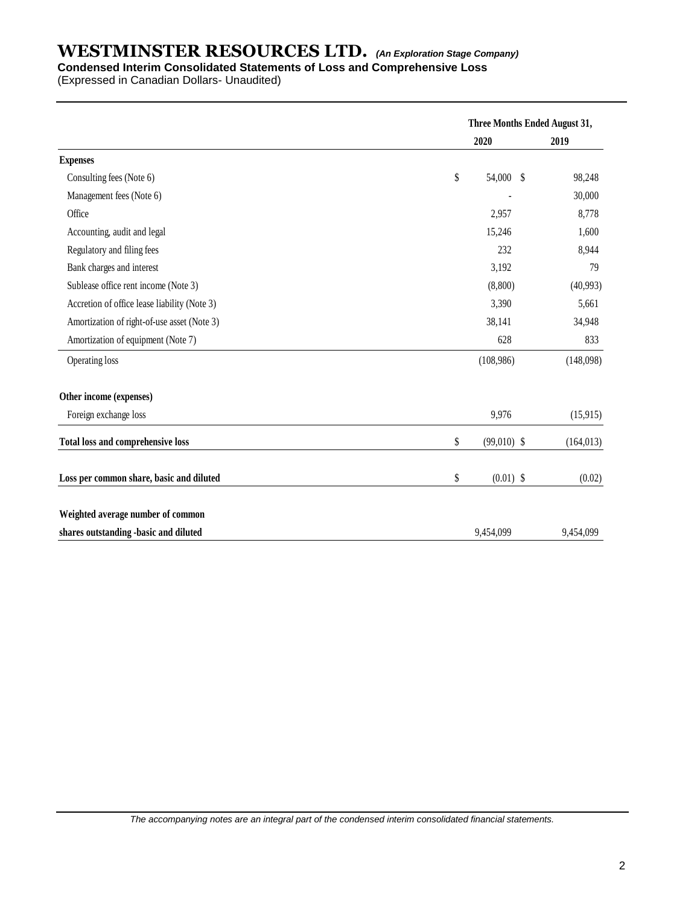# WESTMINSTER RESOURCES LTD. *(An Exploration Stage Company)*

**Condensed Interim Consolidated Statements of Loss and Comprehensive Loss**

(Expressed in Canadian Dollars- Unaudited)

| | Three Months Ended August 31, | |
|---|---|---|
| | **2020** | **2019** |
| **Expenses** | | |
| Consulting fees (Note 6) | $ 54,000 | $ 98,248 |
| Management fees (Note 6) | - | 30,000 |
| Office | 2,957 | 8,778 |
| Accounting, audit and legal | 15,246 | 1,600 |
| Regulatory and filing fees | 232 | 8,944 |
| Bank charges and interest | 3,192 | 79 |
| Sublease office rent income (Note 3) | (8,800) | (40,993) |
| Accretion of office lease liability (Note 3) | 3,390 | 5,661 |
| Amortization of right-of-use asset (Note 3) | 38,141 | 34,948 |
| Amortization of equipment (Note 7) | 628 | 833 |
| Operating loss | (108,986) | (148,098) |
| **Other income (expenses)** | | |
| Foreign exchange loss | 9,976 | (15,915) |
| **Total loss and comprehensive loss** | $ (99,010) | $ (164,013) |
| **Loss per common share, basic and diluted** | $ (0.01) | $ (0.02) |
| **Weighted average number of common shares outstanding -basic and diluted** | 9,454,099 | 9,454,099 |

*The accompanying notes are an integral part of the condensed interim consolidated financial statements.*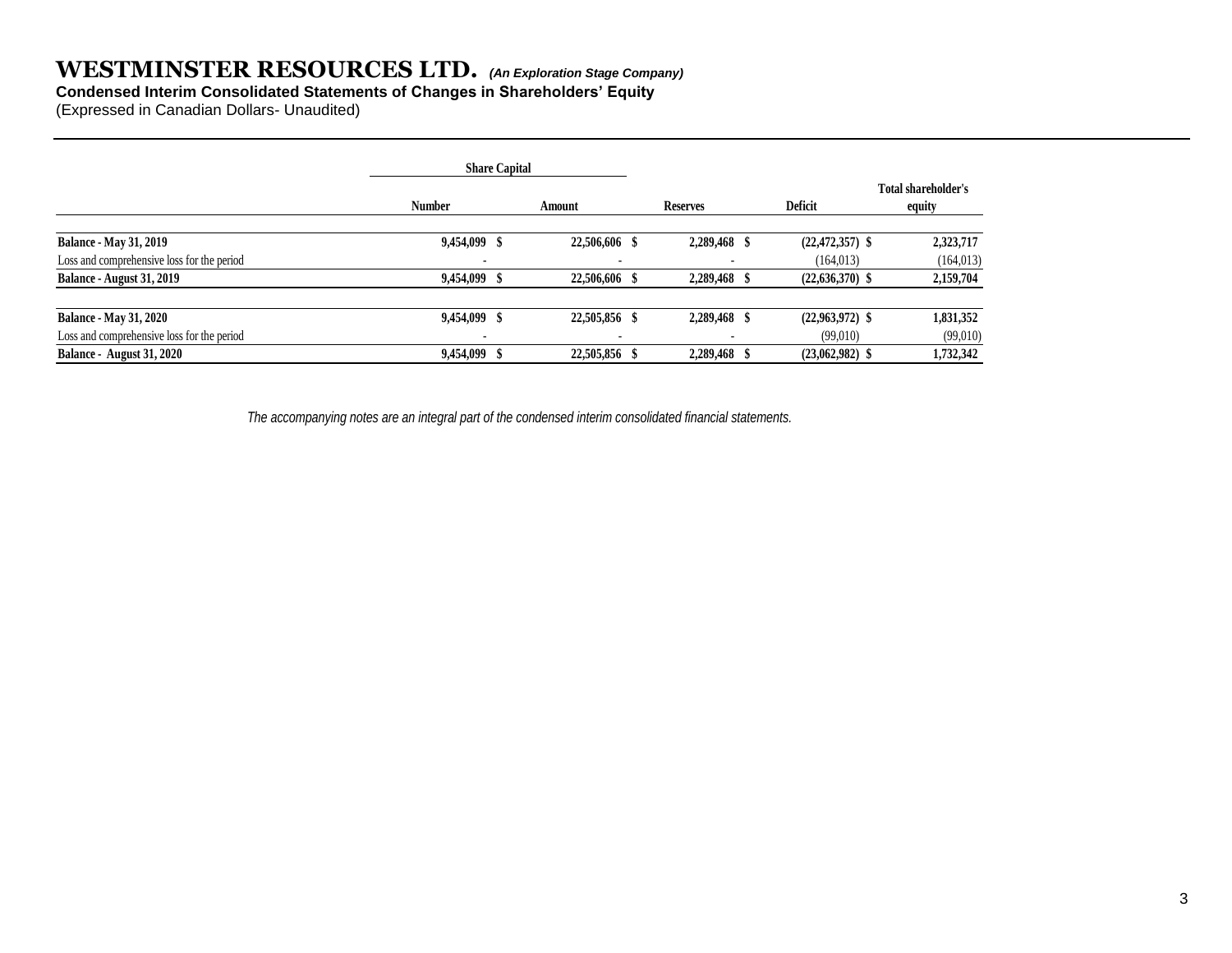# WESTMINSTER RESOURCES LTD. *(An Exploration Stage Company)*

**Condensed Interim Consolidated Statements of Changes in Shareholders' Equity**

(Expressed in Canadian Dollars- Unaudited)

| | Share Capital | | | | |
|---|---|---|---|---|---|
| | **Number** | **Amount** | **Reserves** | **Deficit** | **Total shareholder's equity** |
| **Balance - May 31, 2019** | **9,454,099** | **$ 22,506,606** | **$ 2,289,468** | **$ (22,472,357)** | **$ 2,323,717** |
| Loss and comprehensive loss for the period | - | - | - | (164,013) | (164,013) |
| **Balance - August 31, 2019** | **9,454,099** | **$ 22,506,606** | **$ 2,289,468** | **$ (22,636,370)** | **$ 2,159,704** |
| | | | | | |
| **Balance - May 31, 2020** | **9,454,099** | **$ 22,505,856** | **$ 2,289,468** | **$ (22,963,972)** | **$ 1,831,352** |
| Loss and comprehensive loss for the period | - | - | - | (99,010) | (99,010) |
| **Balance - August 31, 2020** | **9,454,099** | **$ 22,505,856** | **$ 2,289,468** | **$ (23,062,982)** | **$ 1,732,342** |

*The accompanying notes are an integral part of the condensed interim consolidated financial statements.*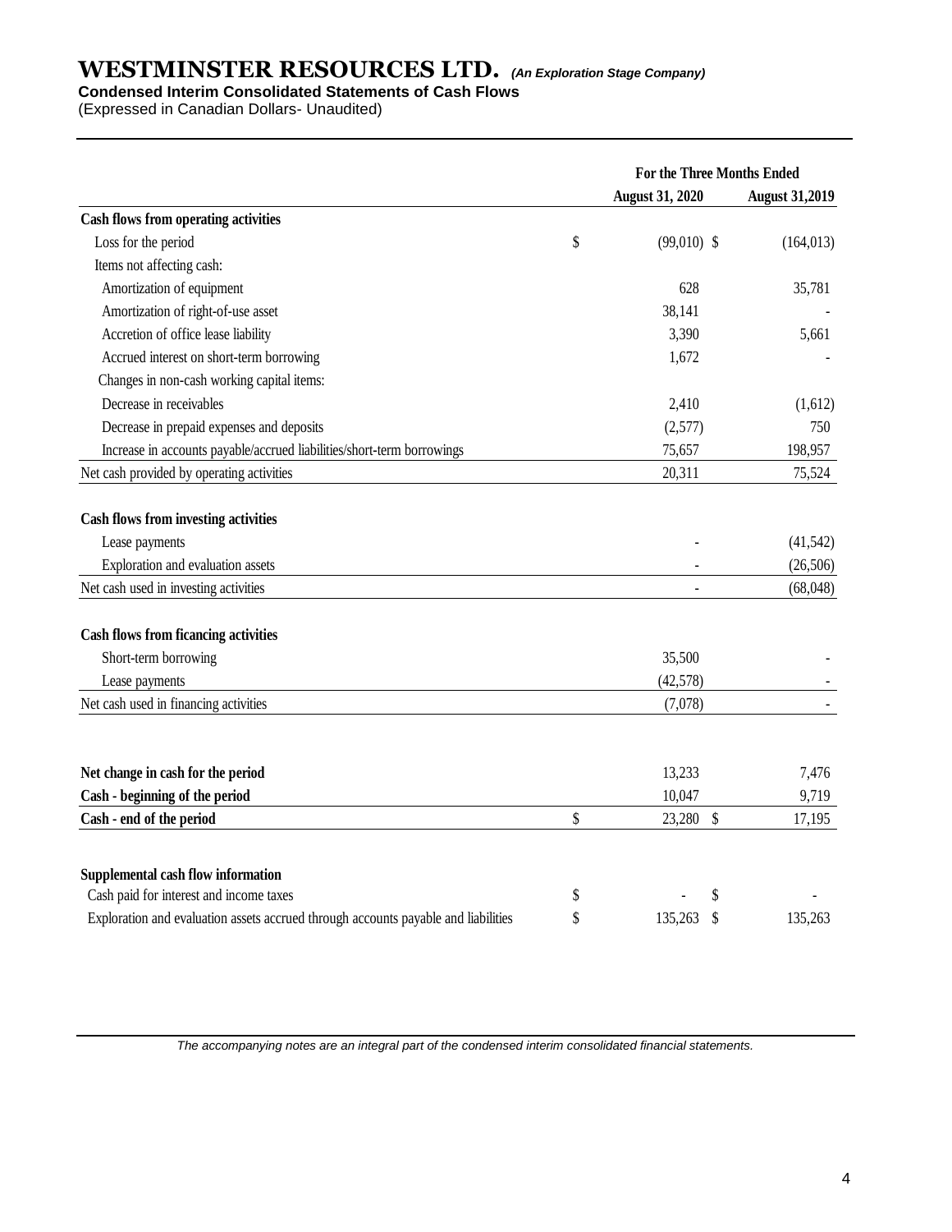# WESTMINSTER RESOURCES LTD. *(An Exploration Stage Company)*

**Condensed Interim Consolidated Statements of Cash Flows**

(Expressed in Canadian Dollars- Unaudited)

| | For the Three Months Ended | |
|---|---|---|
| | **August 31, 2020** | **August 31,2019** |
| **Cash flows from operating activities** | | |
| Loss for the period | $ (99,010) | $ (164,013) |
| Items not affecting cash: | | |
| Amortization of equipment | 628 | 35,781 |
| Amortization of right-of-use asset | 38,141 | - |
| Accretion of office lease liability | 3,390 | 5,661 |
| Accrued interest on short-term borrowing | 1,672 | - |
| Changes in non-cash working capital items: | | |
| Decrease in receivables | 2,410 | (1,612) |
| Decrease in prepaid expenses and deposits | (2,577) | 750 |
| Increase in accounts payable/accrued liabilities/short-term borrowings | 75,657 | 198,957 |
| Net cash provided by operating activities | 20,311 | 75,524 |
| | | |
| **Cash flows from investing activities** | | |
| Lease payments | - | (41,542) |
| Exploration and evaluation assets | - | (26,506) |
| Net cash used in investing activities | - | (68,048) |
| | | |
| **Cash flows from ficancing activities** | | |
| Short-term borrowing | 35,500 | - |
| Lease payments | (42,578) | - |
| Net cash used in financing activities | (7,078) | - |
| | | |
| **Net change in cash for the period** | 13,233 | 7,476 |
| **Cash - beginning of the period** | 10,047 | 9,719 |
| **Cash - end of the period** | $ 23,280 | $ 17,195 |
| | | |
| **Supplemental cash flow information** | | |
| Cash paid for interest and income taxes | $ - | $ - |
| Exploration and evaluation assets accrued through accounts payable and liabilities | $ 135,263 | $ 135,263 |

*The accompanying notes are an integral part of the condensed interim consolidated financial statements.*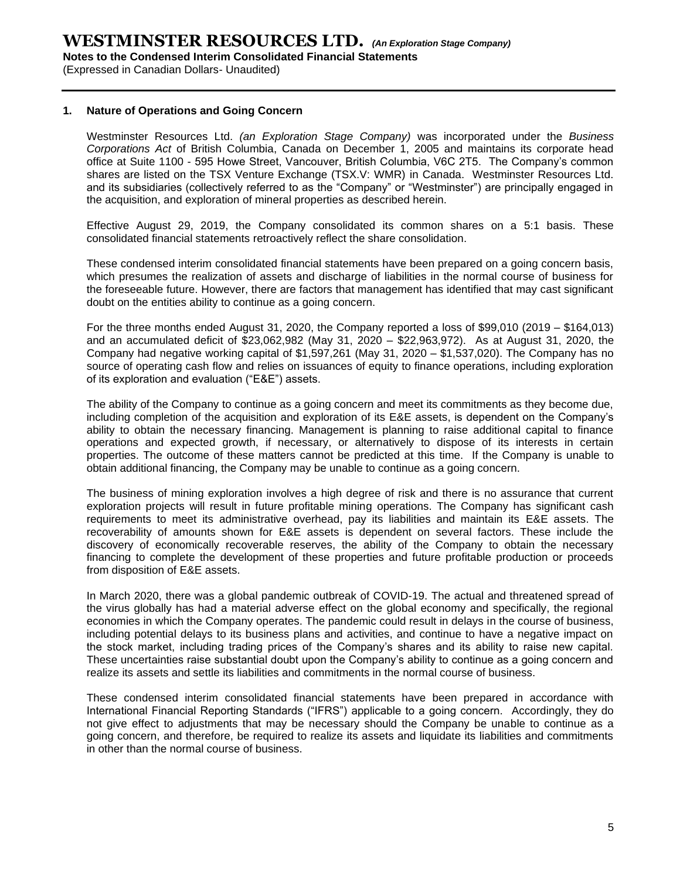## 1. Nature of Operations and Going Concern

Westminster Resources Ltd. *(an Exploration Stage Company)* was incorporated under the *Business Corporations Act* of British Columbia, Canada on December 1, 2005 and maintains its corporate head office at Suite 1100 - 595 Howe Street, Vancouver, British Columbia, V6C 2T5. The Company's common shares are listed on the TSX Venture Exchange (TSX.V: WMR) in Canada. Westminster Resources Ltd. and its subsidiaries (collectively referred to as the "Company" or "Westminster") are principally engaged in the acquisition, and exploration of mineral properties as described herein.

Effective August 29, 2019, the Company consolidated its common shares on a 5:1 basis. These consolidated financial statements retroactively reflect the share consolidation.

These condensed interim consolidated financial statements have been prepared on a going concern basis, which presumes the realization of assets and discharge of liabilities in the normal course of business for the foreseeable future. However, there are factors that management has identified that may cast significant doubt on the entities ability to continue as a going concern.

For the three months ended August 31, 2020, the Company reported a loss of $99,010 (2019 – $164,013) and an accumulated deficit of $23,062,982 (May 31, 2020 – $22,963,972). As at August 31, 2020, the Company had negative working capital of $1,597,261 (May 31, 2020 – $1,537,020). The Company has no source of operating cash flow and relies on issuances of equity to finance operations, including exploration of its exploration and evaluation ("E&E") assets.

The ability of the Company to continue as a going concern and meet its commitments as they become due, including completion of the acquisition and exploration of its E&E assets, is dependent on the Company's ability to obtain the necessary financing. Management is planning to raise additional capital to finance operations and expected growth, if necessary, or alternatively to dispose of its interests in certain properties. The outcome of these matters cannot be predicted at this time. If the Company is unable to obtain additional financing, the Company may be unable to continue as a going concern.

The business of mining exploration involves a high degree of risk and there is no assurance that current exploration projects will result in future profitable mining operations. The Company has significant cash requirements to meet its administrative overhead, pay its liabilities and maintain its E&E assets. The recoverability of amounts shown for E&E assets is dependent on several factors. These include the discovery of economically recoverable reserves, the ability of the Company to obtain the necessary financing to complete the development of these properties and future profitable production or proceeds from disposition of E&E assets.

In March 2020, there was a global pandemic outbreak of COVID-19. The actual and threatened spread of the virus globally has had a material adverse effect on the global economy and specifically, the regional economies in which the Company operates. The pandemic could result in delays in the course of business, including potential delays to its business plans and activities, and continue to have a negative impact on the stock market, including trading prices of the Company's shares and its ability to raise new capital. These uncertainties raise substantial doubt upon the Company's ability to continue as a going concern and realize its assets and settle its liabilities and commitments in the normal course of business.

These condensed interim consolidated financial statements have been prepared in accordance with International Financial Reporting Standards ("IFRS") applicable to a going concern. Accordingly, they do not give effect to adjustments that may be necessary should the Company be unable to continue as a going concern, and therefore, be required to realize its assets and liquidate its liabilities and commitments in other than the normal course of business.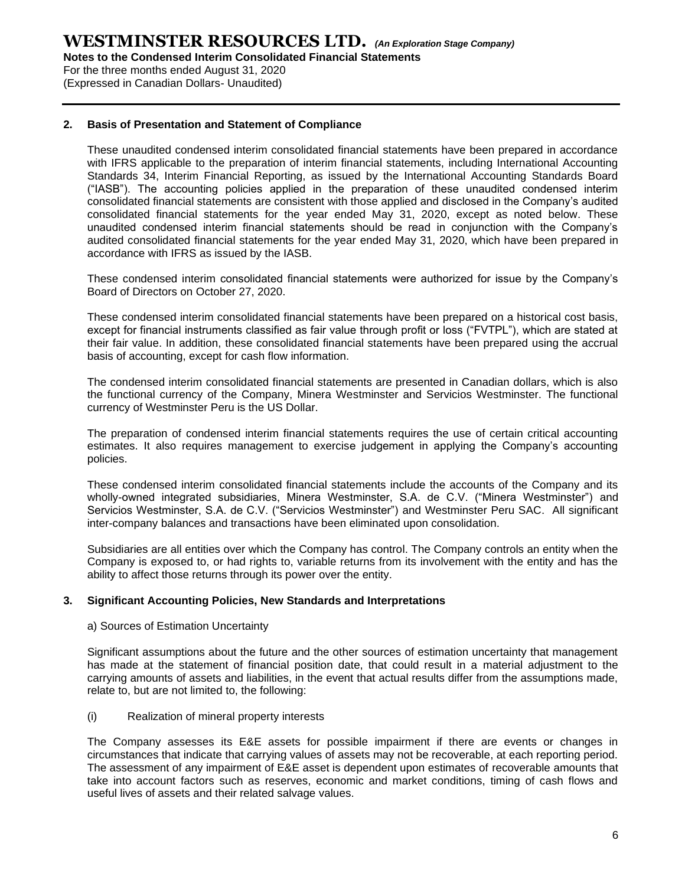## 2. Basis of Presentation and Statement of Compliance

These unaudited condensed interim consolidated financial statements have been prepared in accordance with IFRS applicable to the preparation of interim financial statements, including International Accounting Standards 34, Interim Financial Reporting, as issued by the International Accounting Standards Board ("IASB"). The accounting policies applied in the preparation of these unaudited condensed interim consolidated financial statements are consistent with those applied and disclosed in the Company's audited consolidated financial statements for the year ended May 31, 2020, except as noted below. These unaudited condensed interim financial statements should be read in conjunction with the Company's audited consolidated financial statements for the year ended May 31, 2020, which have been prepared in accordance with IFRS as issued by the IASB.

These condensed interim consolidated financial statements were authorized for issue by the Company's Board of Directors on October 27, 2020.

These condensed interim consolidated financial statements have been prepared on a historical cost basis, except for financial instruments classified as fair value through profit or loss ("FVTPL"), which are stated at their fair value. In addition, these consolidated financial statements have been prepared using the accrual basis of accounting, except for cash flow information.

The condensed interim consolidated financial statements are presented in Canadian dollars, which is also the functional currency of the Company, Minera Westminster and Servicios Westminster. The functional currency of Westminster Peru is the US Dollar.

The preparation of condensed interim financial statements requires the use of certain critical accounting estimates. It also requires management to exercise judgement in applying the Company's accounting policies.

These condensed interim consolidated financial statements include the accounts of the Company and its wholly-owned integrated subsidiaries, Minera Westminster, S.A. de C.V. ("Minera Westminster") and Servicios Westminster, S.A. de C.V. ("Servicios Westminster") and Westminster Peru SAC. All significant inter-company balances and transactions have been eliminated upon consolidation.

Subsidiaries are all entities over which the Company has control. The Company controls an entity when the Company is exposed to, or had rights to, variable returns from its involvement with the entity and has the ability to affect those returns through its power over the entity.

## 3. Significant Accounting Policies, New Standards and Interpretations

a) Sources of Estimation Uncertainty

Significant assumptions about the future and the other sources of estimation uncertainty that management has made at the statement of financial position date, that could result in a material adjustment to the carrying amounts of assets and liabilities, in the event that actual results differ from the assumptions made, relate to, but are not limited to, the following:

(i) Realization of mineral property interests

The Company assesses its E&E assets for possible impairment if there are events or changes in circumstances that indicate that carrying values of assets may not be recoverable, at each reporting period. The assessment of any impairment of E&E asset is dependent upon estimates of recoverable amounts that take into account factors such as reserves, economic and market conditions, timing of cash flows and useful lives of assets and their related salvage values.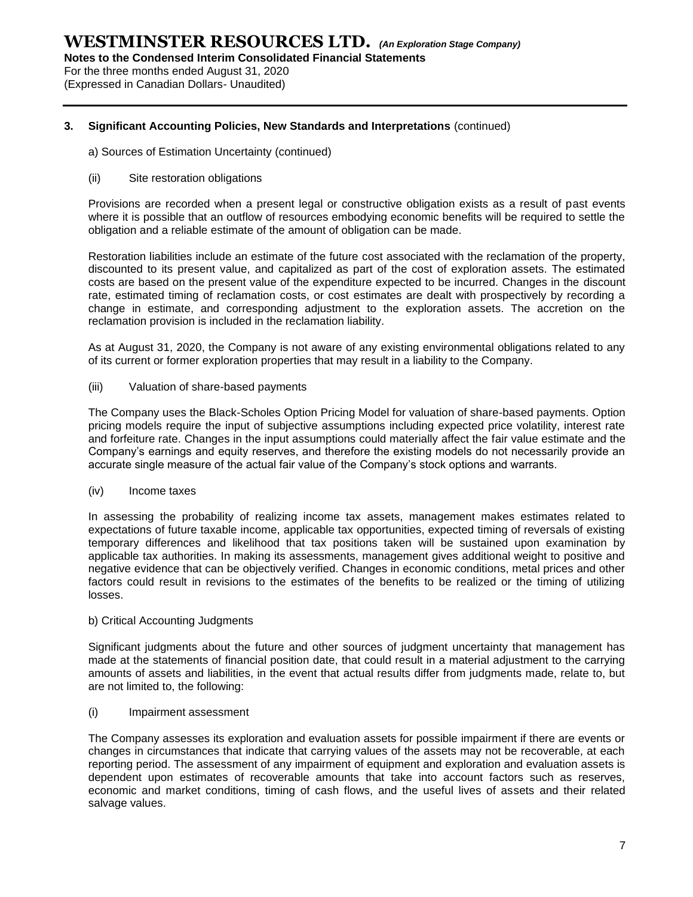### 3. Significant Accounting Policies, New Standards and Interpretations (continued)

a) Sources of Estimation Uncertainty (continued)

(ii) Site restoration obligations

Provisions are recorded when a present legal or constructive obligation exists as a result of past events where it is possible that an outflow of resources embodying economic benefits will be required to settle the obligation and a reliable estimate of the amount of obligation can be made.

Restoration liabilities include an estimate of the future cost associated with the reclamation of the property, discounted to its present value, and capitalized as part of the cost of exploration assets. The estimated costs are based on the present value of the expenditure expected to be incurred. Changes in the discount rate, estimated timing of reclamation costs, or cost estimates are dealt with prospectively by recording a change in estimate, and corresponding adjustment to the exploration assets. The accretion on the reclamation provision is included in the reclamation liability.

As at August 31, 2020, the Company is not aware of any existing environmental obligations related to any of its current or former exploration properties that may result in a liability to the Company.

(iii) Valuation of share-based payments

The Company uses the Black-Scholes Option Pricing Model for valuation of share-based payments. Option pricing models require the input of subjective assumptions including expected price volatility, interest rate and forfeiture rate. Changes in the input assumptions could materially affect the fair value estimate and the Company's earnings and equity reserves, and therefore the existing models do not necessarily provide an accurate single measure of the actual fair value of the Company's stock options and warrants.

(iv) Income taxes

In assessing the probability of realizing income tax assets, management makes estimates related to expectations of future taxable income, applicable tax opportunities, expected timing of reversals of existing temporary differences and likelihood that tax positions taken will be sustained upon examination by applicable tax authorities. In making its assessments, management gives additional weight to positive and negative evidence that can be objectively verified. Changes in economic conditions, metal prices and other factors could result in revisions to the estimates of the benefits to be realized or the timing of utilizing losses.

b) Critical Accounting Judgments

Significant judgments about the future and other sources of judgment uncertainty that management has made at the statements of financial position date, that could result in a material adjustment to the carrying amounts of assets and liabilities, in the event that actual results differ from judgments made, relate to, but are not limited to, the following:

(i) Impairment assessment

The Company assesses its exploration and evaluation assets for possible impairment if there are events or changes in circumstances that indicate that carrying values of the assets may not be recoverable, at each reporting period. The assessment of any impairment of equipment and exploration and evaluation assets is dependent upon estimates of recoverable amounts that take into account factors such as reserves, economic and market conditions, timing of cash flows, and the useful lives of assets and their related salvage values.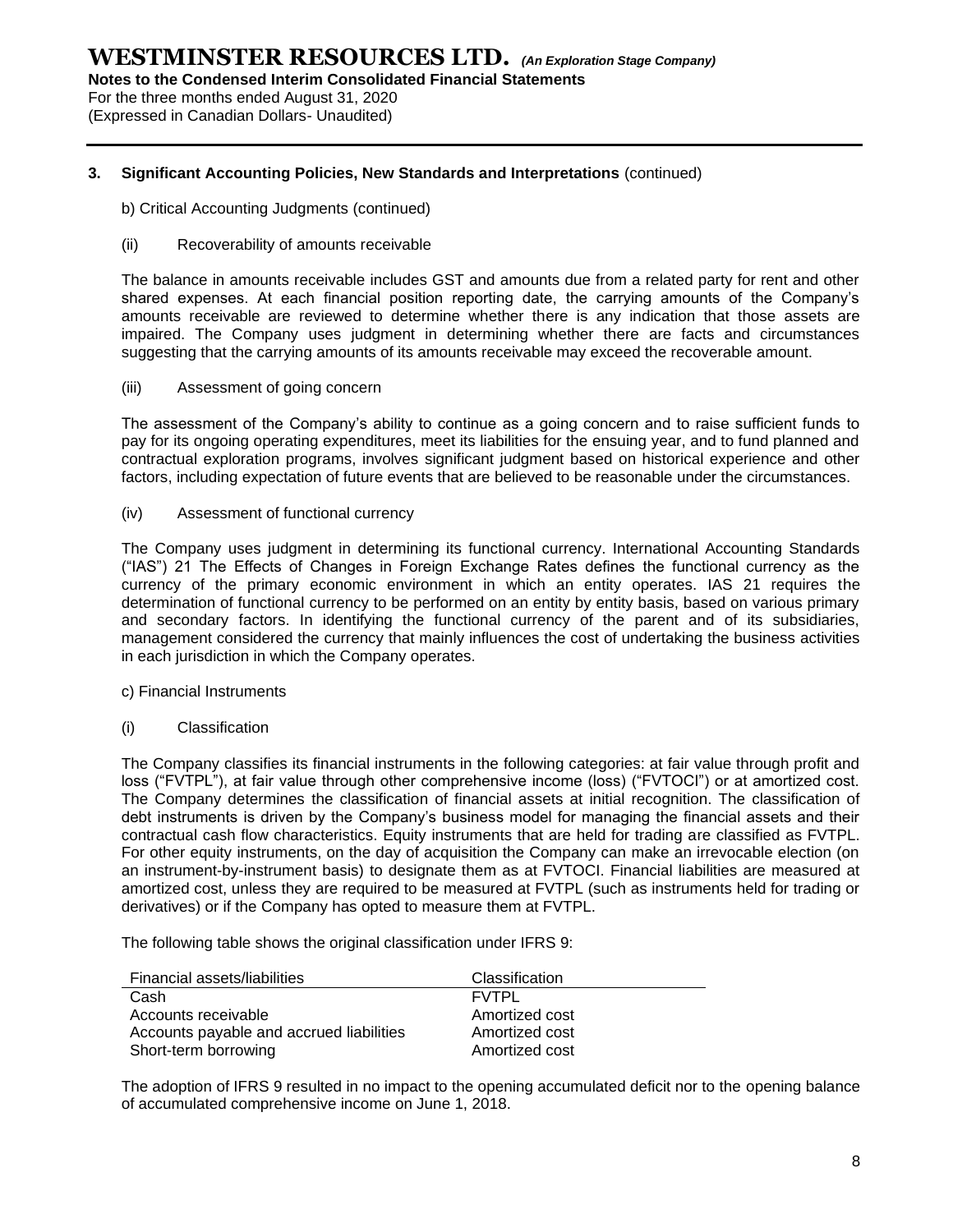**3. Significant Accounting Policies, New Standards and Interpretations** (continued)

b) Critical Accounting Judgments (continued)

(ii) Recoverability of amounts receivable

The balance in amounts receivable includes GST and amounts due from a related party for rent and other shared expenses. At each financial position reporting date, the carrying amounts of the Company's amounts receivable are reviewed to determine whether there is any indication that those assets are impaired. The Company uses judgment in determining whether there are facts and circumstances suggesting that the carrying amounts of its amounts receivable may exceed the recoverable amount.

(iii) Assessment of going concern

The assessment of the Company's ability to continue as a going concern and to raise sufficient funds to pay for its ongoing operating expenditures, meet its liabilities for the ensuing year, and to fund planned and contractual exploration programs, involves significant judgment based on historical experience and other factors, including expectation of future events that are believed to be reasonable under the circumstances.

(iv) Assessment of functional currency

The Company uses judgment in determining its functional currency. International Accounting Standards ("IAS") 21 The Effects of Changes in Foreign Exchange Rates defines the functional currency as the currency of the primary economic environment in which an entity operates. IAS 21 requires the determination of functional currency to be performed on an entity by entity basis, based on various primary and secondary factors. In identifying the functional currency of the parent and of its subsidiaries, management considered the currency that mainly influences the cost of undertaking the business activities in each jurisdiction in which the Company operates.

c) Financial Instruments

(i) Classification

The Company classifies its financial instruments in the following categories: at fair value through profit and loss ("FVTPL"), at fair value through other comprehensive income (loss) ("FVTOCI") or at amortized cost. The Company determines the classification of financial assets at initial recognition. The classification of debt instruments is driven by the Company's business model for managing the financial assets and their contractual cash flow characteristics. Equity instruments that are held for trading are classified as FVTPL. For other equity instruments, on the day of acquisition the Company can make an irrevocable election (on an instrument-by-instrument basis) to designate them as at FVTOCI. Financial liabilities are measured at amortized cost, unless they are required to be measured at FVTPL (such as instruments held for trading or derivatives) or if the Company has opted to measure them at FVTPL.

The following table shows the original classification under IFRS 9:

| Financial assets/liabilities | Classification |
|---|---|
| Cash | FVTPL |
| Accounts receivable | Amortized cost |
| Accounts payable and accrued liabilities | Amortized cost |
| Short-term borrowing | Amortized cost |

The adoption of IFRS 9 resulted in no impact to the opening accumulated deficit nor to the opening balance of accumulated comprehensive income on June 1, 2018.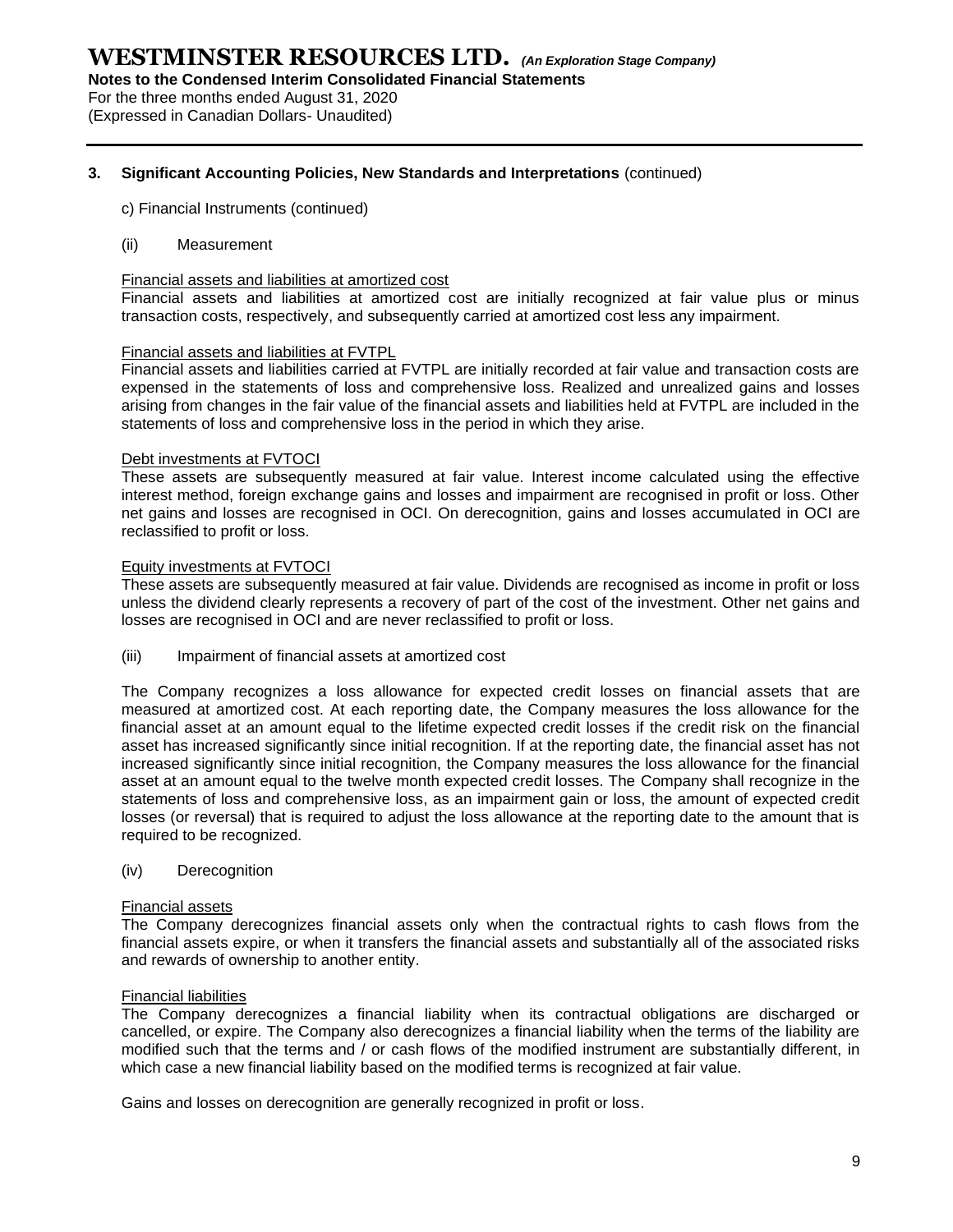**3. Significant Accounting Policies, New Standards and Interpretations** (continued)

c) Financial Instruments (continued)

(ii) Measurement

Financial assets and liabilities at amortized cost

Financial assets and liabilities at amortized cost are initially recognized at fair value plus or minus transaction costs, respectively, and subsequently carried at amortized cost less any impairment.

Financial assets and liabilities at FVTPL

Financial assets and liabilities carried at FVTPL are initially recorded at fair value and transaction costs are expensed in the statements of loss and comprehensive loss. Realized and unrealized gains and losses arising from changes in the fair value of the financial assets and liabilities held at FVTPL are included in the statements of loss and comprehensive loss in the period in which they arise.

Debt investments at FVTOCI

These assets are subsequently measured at fair value. Interest income calculated using the effective interest method, foreign exchange gains and losses and impairment are recognised in profit or loss. Other net gains and losses are recognised in OCI. On derecognition, gains and losses accumulated in OCI are reclassified to profit or loss.

Equity investments at FVTOCI

These assets are subsequently measured at fair value. Dividends are recognised as income in profit or loss unless the dividend clearly represents a recovery of part of the cost of the investment. Other net gains and losses are recognised in OCI and are never reclassified to profit or loss.

(iii) Impairment of financial assets at amortized cost

The Company recognizes a loss allowance for expected credit losses on financial assets that are measured at amortized cost. At each reporting date, the Company measures the loss allowance for the financial asset at an amount equal to the lifetime expected credit losses if the credit risk on the financial asset has increased significantly since initial recognition. If at the reporting date, the financial asset has not increased significantly since initial recognition, the Company measures the loss allowance for the financial asset at an amount equal to the twelve month expected credit losses. The Company shall recognize in the statements of loss and comprehensive loss, as an impairment gain or loss, the amount of expected credit losses (or reversal) that is required to adjust the loss allowance at the reporting date to the amount that is required to be recognized.

(iv) Derecognition

Financial assets

The Company derecognizes financial assets only when the contractual rights to cash flows from the financial assets expire, or when it transfers the financial assets and substantially all of the associated risks and rewards of ownership to another entity.

Financial liabilities

The Company derecognizes a financial liability when its contractual obligations are discharged or cancelled, or expire. The Company also derecognizes a financial liability when the terms of the liability are modified such that the terms and / or cash flows of the modified instrument are substantially different, in which case a new financial liability based on the modified terms is recognized at fair value.

Gains and losses on derecognition are generally recognized in profit or loss.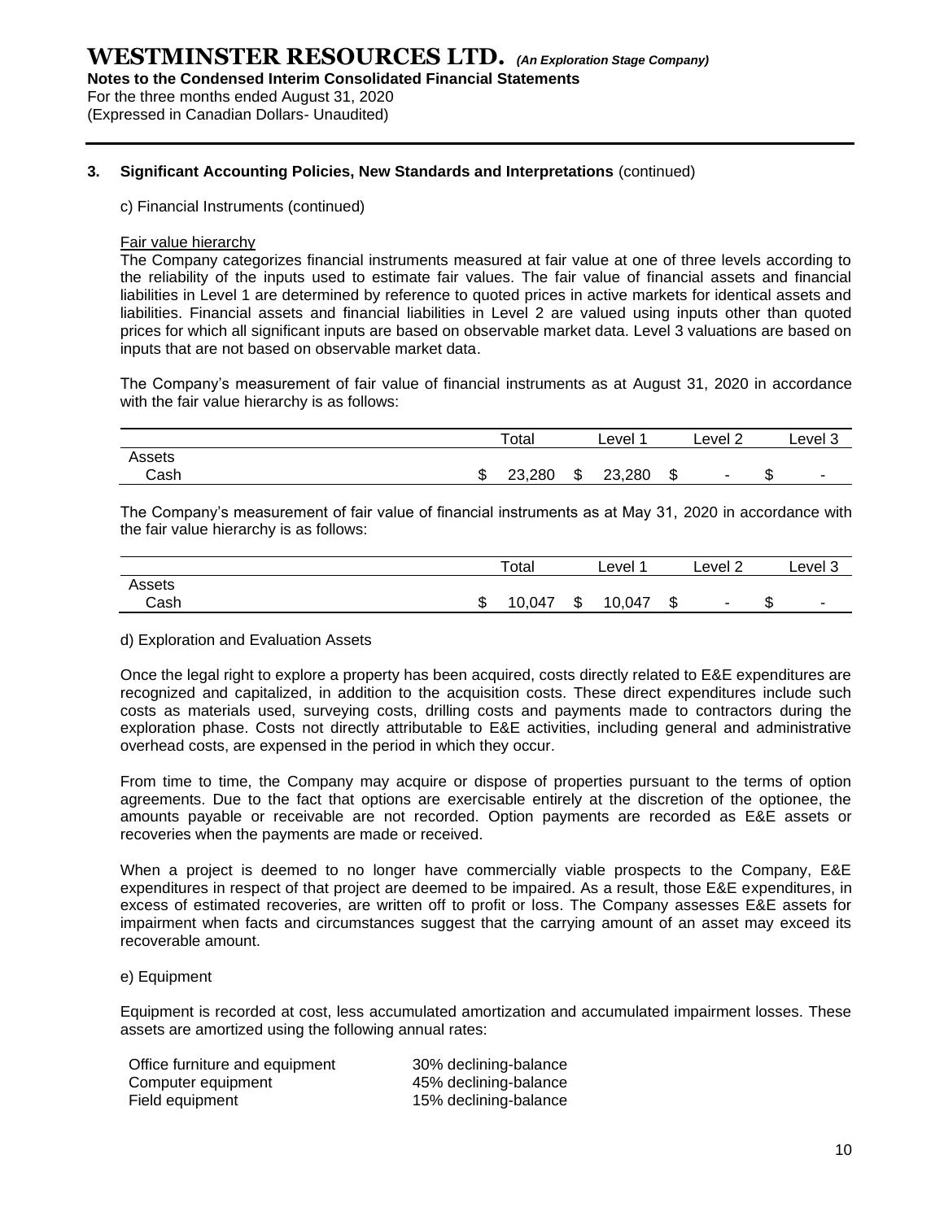### 3. Significant Accounting Policies, New Standards and Interpretations (continued)

c) Financial Instruments (continued)

Fair value hierarchy

The Company categorizes financial instruments measured at fair value at one of three levels according to the reliability of the inputs used to estimate fair values. The fair value of financial assets and financial liabilities in Level 1 are determined by reference to quoted prices in active markets for identical assets and liabilities. Financial assets and financial liabilities in Level 2 are valued using inputs other than quoted prices for which all significant inputs are based on observable market data. Level 3 valuations are based on inputs that are not based on observable market data.

The Company's measurement of fair value of financial instruments as at August 31, 2020 in accordance with the fair value hierarchy is as follows:

| | Total | Level 1 | Level 2 | Level 3 |
|---|---|---|---|---|
| Assets | | | | |
| Cash | $ 23,280 | $ 23,280 | $ - | $ - |

The Company's measurement of fair value of financial instruments as at May 31, 2020 in accordance with the fair value hierarchy is as follows:

| | Total | Level 1 | Level 2 | Level 3 |
|---|---|---|---|---|
| Assets | | | | |
| Cash | $ 10,047 | $ 10,047 | $ - | $ - |

d) Exploration and Evaluation Assets

Once the legal right to explore a property has been acquired, costs directly related to E&E expenditures are recognized and capitalized, in addition to the acquisition costs. These direct expenditures include such costs as materials used, surveying costs, drilling costs and payments made to contractors during the exploration phase. Costs not directly attributable to E&E activities, including general and administrative overhead costs, are expensed in the period in which they occur.

From time to time, the Company may acquire or dispose of properties pursuant to the terms of option agreements. Due to the fact that options are exercisable entirely at the discretion of the optionee, the amounts payable or receivable are not recorded. Option payments are recorded as E&E assets or recoveries when the payments are made or received.

When a project is deemed to no longer have commercially viable prospects to the Company, E&E expenditures in respect of that project are deemed to be impaired. As a result, those E&E expenditures, in excess of estimated recoveries, are written off to profit or loss. The Company assesses E&E assets for impairment when facts and circumstances suggest that the carrying amount of an asset may exceed its recoverable amount.

e) Equipment

Equipment is recorded at cost, less accumulated amortization and accumulated impairment losses. These assets are amortized using the following annual rates:

| | |
|---|---|
| Office furniture and equipment | 30% declining-balance |
| Computer equipment | 45% declining-balance |
| Field equipment | 15% declining-balance |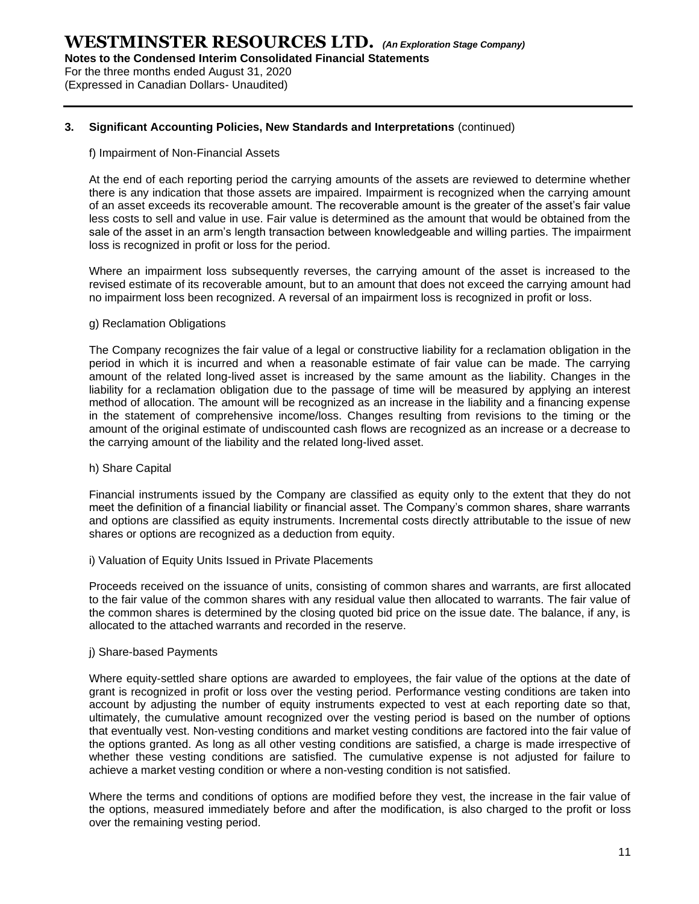## 3. Significant Accounting Policies, New Standards and Interpretations (continued)

f) Impairment of Non-Financial Assets

At the end of each reporting period the carrying amounts of the assets are reviewed to determine whether there is any indication that those assets are impaired. Impairment is recognized when the carrying amount of an asset exceeds its recoverable amount. The recoverable amount is the greater of the asset's fair value less costs to sell and value in use. Fair value is determined as the amount that would be obtained from the sale of the asset in an arm's length transaction between knowledgeable and willing parties. The impairment loss is recognized in profit or loss for the period.

Where an impairment loss subsequently reverses, the carrying amount of the asset is increased to the revised estimate of its recoverable amount, but to an amount that does not exceed the carrying amount had no impairment loss been recognized. A reversal of an impairment loss is recognized in profit or loss.

g) Reclamation Obligations

The Company recognizes the fair value of a legal or constructive liability for a reclamation obligation in the period in which it is incurred and when a reasonable estimate of fair value can be made. The carrying amount of the related long-lived asset is increased by the same amount as the liability. Changes in the liability for a reclamation obligation due to the passage of time will be measured by applying an interest method of allocation. The amount will be recognized as an increase in the liability and a financing expense in the statement of comprehensive income/loss. Changes resulting from revisions to the timing or the amount of the original estimate of undiscounted cash flows are recognized as an increase or a decrease to the carrying amount of the liability and the related long-lived asset.

h) Share Capital

Financial instruments issued by the Company are classified as equity only to the extent that they do not meet the definition of a financial liability or financial asset. The Company's common shares, share warrants and options are classified as equity instruments. Incremental costs directly attributable to the issue of new shares or options are recognized as a deduction from equity.

i) Valuation of Equity Units Issued in Private Placements

Proceeds received on the issuance of units, consisting of common shares and warrants, are first allocated to the fair value of the common shares with any residual value then allocated to warrants. The fair value of the common shares is determined by the closing quoted bid price on the issue date. The balance, if any, is allocated to the attached warrants and recorded in the reserve.

j) Share-based Payments

Where equity-settled share options are awarded to employees, the fair value of the options at the date of grant is recognized in profit or loss over the vesting period. Performance vesting conditions are taken into account by adjusting the number of equity instruments expected to vest at each reporting date so that, ultimately, the cumulative amount recognized over the vesting period is based on the number of options that eventually vest. Non-vesting conditions and market vesting conditions are factored into the fair value of the options granted. As long as all other vesting conditions are satisfied, a charge is made irrespective of whether these vesting conditions are satisfied. The cumulative expense is not adjusted for failure to achieve a market vesting condition or where a non-vesting condition is not satisfied.

Where the terms and conditions of options are modified before they vest, the increase in the fair value of the options, measured immediately before and after the modification, is also charged to the profit or loss over the remaining vesting period.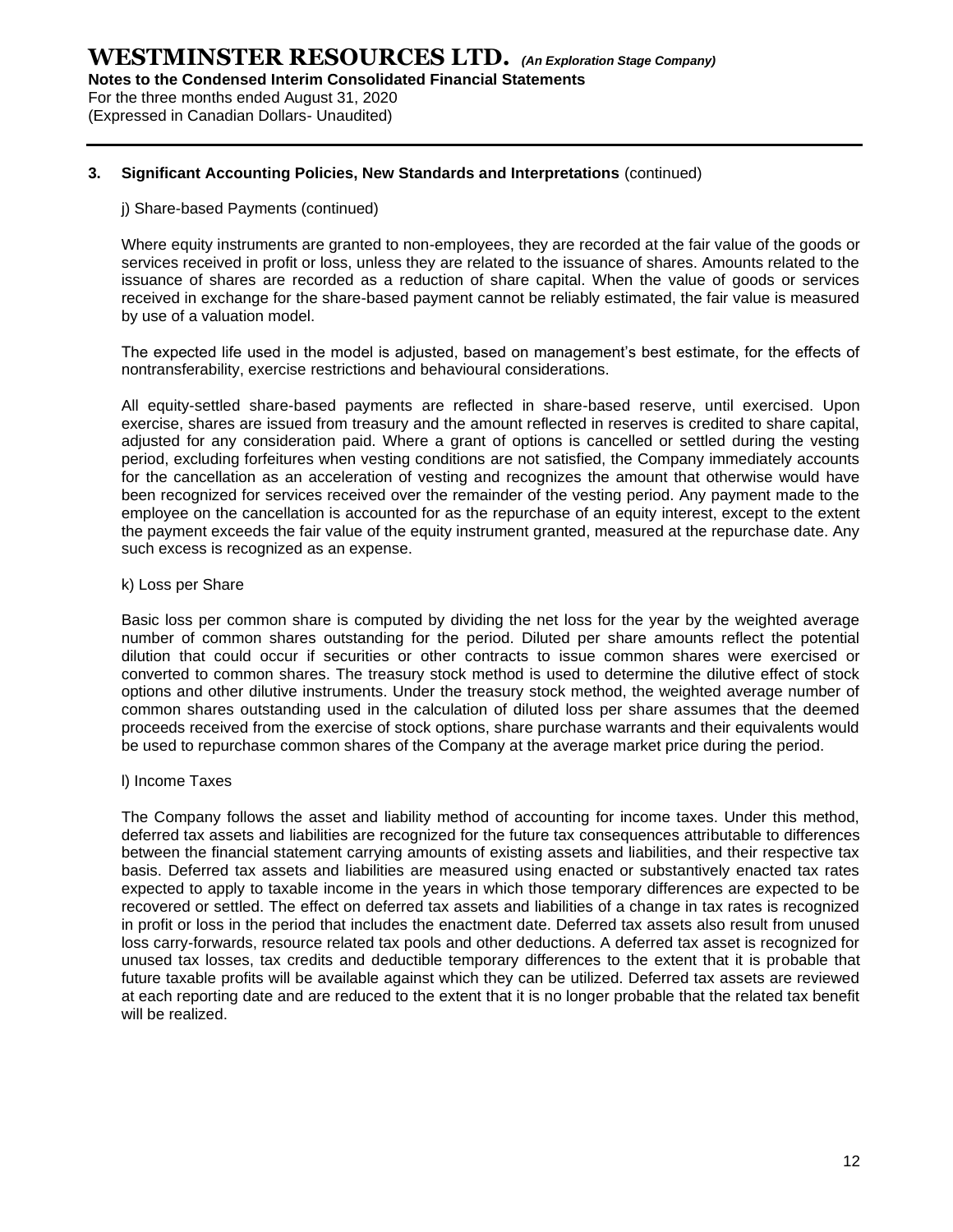### 3. Significant Accounting Policies, New Standards and Interpretations (continued)

j) Share-based Payments (continued)

Where equity instruments are granted to non-employees, they are recorded at the fair value of the goods or services received in profit or loss, unless they are related to the issuance of shares. Amounts related to the issuance of shares are recorded as a reduction of share capital. When the value of goods or services received in exchange for the share-based payment cannot be reliably estimated, the fair value is measured by use of a valuation model.

The expected life used in the model is adjusted, based on management's best estimate, for the effects of nontransferability, exercise restrictions and behavioural considerations.

All equity-settled share-based payments are reflected in share-based reserve, until exercised. Upon exercise, shares are issued from treasury and the amount reflected in reserves is credited to share capital, adjusted for any consideration paid. Where a grant of options is cancelled or settled during the vesting period, excluding forfeitures when vesting conditions are not satisfied, the Company immediately accounts for the cancellation as an acceleration of vesting and recognizes the amount that otherwise would have been recognized for services received over the remainder of the vesting period. Any payment made to the employee on the cancellation is accounted for as the repurchase of an equity interest, except to the extent the payment exceeds the fair value of the equity instrument granted, measured at the repurchase date. Any such excess is recognized as an expense.

k) Loss per Share

Basic loss per common share is computed by dividing the net loss for the year by the weighted average number of common shares outstanding for the period. Diluted per share amounts reflect the potential dilution that could occur if securities or other contracts to issue common shares were exercised or converted to common shares. The treasury stock method is used to determine the dilutive effect of stock options and other dilutive instruments. Under the treasury stock method, the weighted average number of common shares outstanding used in the calculation of diluted loss per share assumes that the deemed proceeds received from the exercise of stock options, share purchase warrants and their equivalents would be used to repurchase common shares of the Company at the average market price during the period.

l) Income Taxes

The Company follows the asset and liability method of accounting for income taxes. Under this method, deferred tax assets and liabilities are recognized for the future tax consequences attributable to differences between the financial statement carrying amounts of existing assets and liabilities, and their respective tax basis. Deferred tax assets and liabilities are measured using enacted or substantively enacted tax rates expected to apply to taxable income in the years in which those temporary differences are expected to be recovered or settled. The effect on deferred tax assets and liabilities of a change in tax rates is recognized in profit or loss in the period that includes the enactment date. Deferred tax assets also result from unused loss carry-forwards, resource related tax pools and other deductions. A deferred tax asset is recognized for unused tax losses, tax credits and deductible temporary differences to the extent that it is probable that future taxable profits will be available against which they can be utilized. Deferred tax assets are reviewed at each reporting date and are reduced to the extent that it is no longer probable that the related tax benefit will be realized.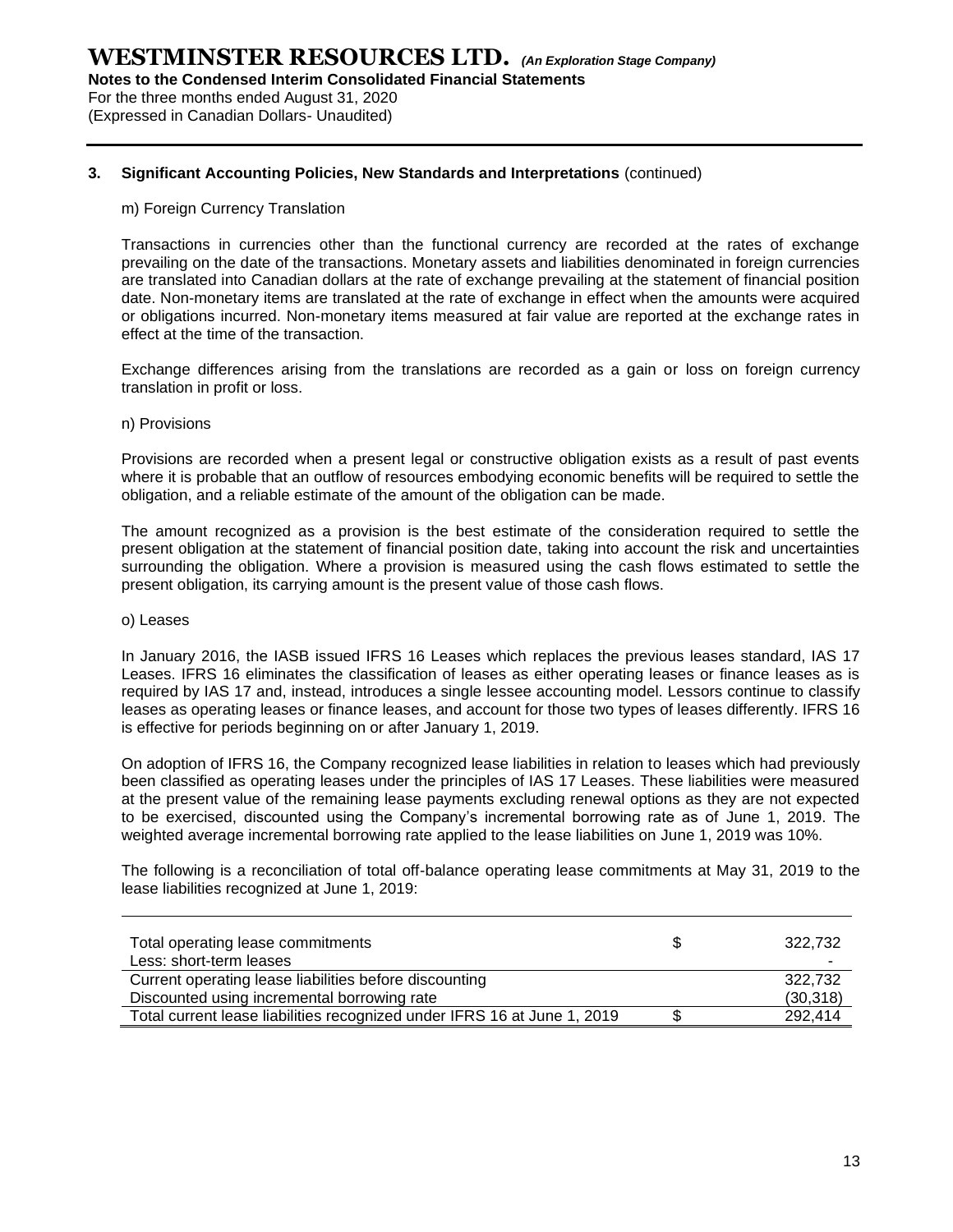### 3. Significant Accounting Policies, New Standards and Interpretations (continued)

m) Foreign Currency Translation

Transactions in currencies other than the functional currency are recorded at the rates of exchange prevailing on the date of the transactions. Monetary assets and liabilities denominated in foreign currencies are translated into Canadian dollars at the rate of exchange prevailing at the statement of financial position date. Non-monetary items are translated at the rate of exchange in effect when the amounts were acquired or obligations incurred. Non-monetary items measured at fair value are reported at the exchange rates in effect at the time of the transaction.

Exchange differences arising from the translations are recorded as a gain or loss on foreign currency translation in profit or loss.

n) Provisions

Provisions are recorded when a present legal or constructive obligation exists as a result of past events where it is probable that an outflow of resources embodying economic benefits will be required to settle the obligation, and a reliable estimate of the amount of the obligation can be made.

The amount recognized as a provision is the best estimate of the consideration required to settle the present obligation at the statement of financial position date, taking into account the risk and uncertainties surrounding the obligation. Where a provision is measured using the cash flows estimated to settle the present obligation, its carrying amount is the present value of those cash flows.

o) Leases

In January 2016, the IASB issued IFRS 16 Leases which replaces the previous leases standard, IAS 17 Leases. IFRS 16 eliminates the classification of leases as either operating leases or finance leases as is required by IAS 17 and, instead, introduces a single lessee accounting model. Lessors continue to classify leases as operating leases or finance leases, and account for those two types of leases differently. IFRS 16 is effective for periods beginning on or after January 1, 2019.

On adoption of IFRS 16, the Company recognized lease liabilities in relation to leases which had previously been classified as operating leases under the principles of IAS 17 Leases. These liabilities were measured at the present value of the remaining lease payments excluding renewal options as they are not expected to be exercised, discounted using the Company's incremental borrowing rate as of June 1, 2019. The weighted average incremental borrowing rate applied to the lease liabilities on June 1, 2019 was 10%.

The following is a reconciliation of total off-balance operating lease commitments at May 31, 2019 to the lease liabilities recognized at June 1, 2019:

| | | |
|---|---|---|
| Total operating lease commitments | $ | 322,732 |
| Less: short-term leases | | - |
| Current operating lease liabilities before discounting | | 322,732 |
| Discounted using incremental borrowing rate | | (30,318) |
| Total current lease liabilities recognized under IFRS 16 at June 1, 2019 | $ | 292,414 |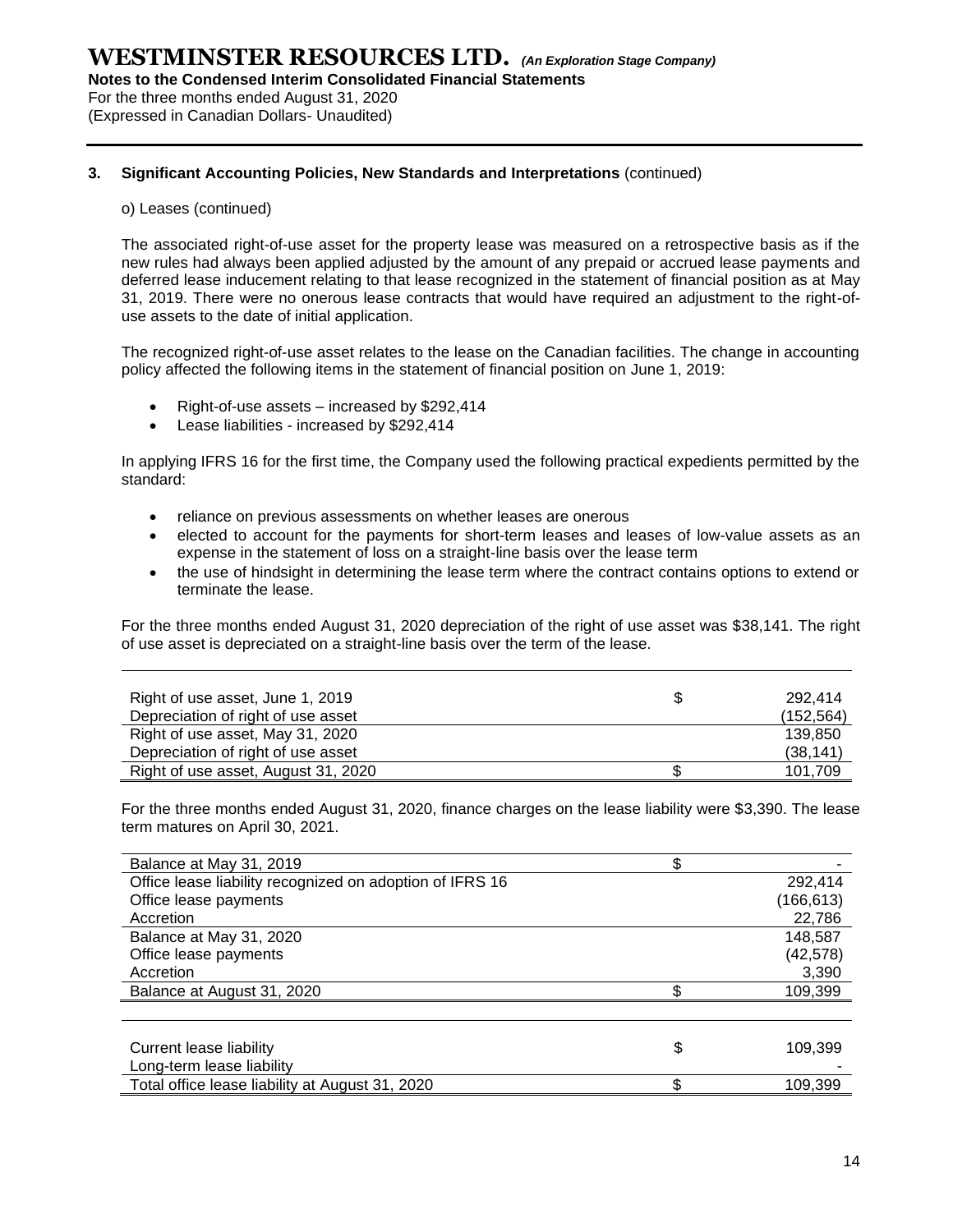### 3. Significant Accounting Policies, New Standards and Interpretations (continued)

o) Leases (continued)

The associated right-of-use asset for the property lease was measured on a retrospective basis as if the new rules had always been applied adjusted by the amount of any prepaid or accrued lease payments and deferred lease inducement relating to that lease recognized in the statement of financial position as at May 31, 2019. There were no onerous lease contracts that would have required an adjustment to the right-of-use assets to the date of initial application.

The recognized right-of-use asset relates to the lease on the Canadian facilities. The change in accounting policy affected the following items in the statement of financial position on June 1, 2019:

- Right-of-use assets – increased by $292,414
- Lease liabilities - increased by $292,414

In applying IFRS 16 for the first time, the Company used the following practical expedients permitted by the standard:

- reliance on previous assessments on whether leases are onerous
- elected to account for the payments for short-term leases and leases of low-value assets as an expense in the statement of loss on a straight-line basis over the lease term
- the use of hindsight in determining the lease term where the contract contains options to extend or terminate the lease.

For the three months ended August 31, 2020 depreciation of the right of use asset was $38,141. The right of use asset is depreciated on a straight-line basis over the term of the lease.

| | | |
|---|---|---|
| Right of use asset, June 1, 2019 | $ | 292,414 |
| Depreciation of right of use asset | | (152,564) |
| Right of use asset, May 31, 2020 | | 139,850 |
| Depreciation of right of use asset | | (38,141) |
| Right of use asset, August 31, 2020 | $ | 101,709 |

For the three months ended August 31, 2020, finance charges on the lease liability were $3,390. The lease term matures on April 30, 2021.

| | | |
|---|---|---|
| Balance at May 31, 2019 | $ | - |
| Office lease liability recognized on adoption of IFRS 16 | | 292,414 |
| Office lease payments | | (166,613) |
| Accretion | | 22,786 |
| Balance at May 31, 2020 | | 148,587 |
| Office lease payments | | (42,578) |
| Accretion | | 3,390 |
| Balance at August 31, 2020 | $ | 109,399 |

| | | |
|---|---|---|
| Current lease liability | $ | 109,399 |
| Long-term lease liability | | - |
| Total office lease liability at August 31, 2020 | $ | 109,399 |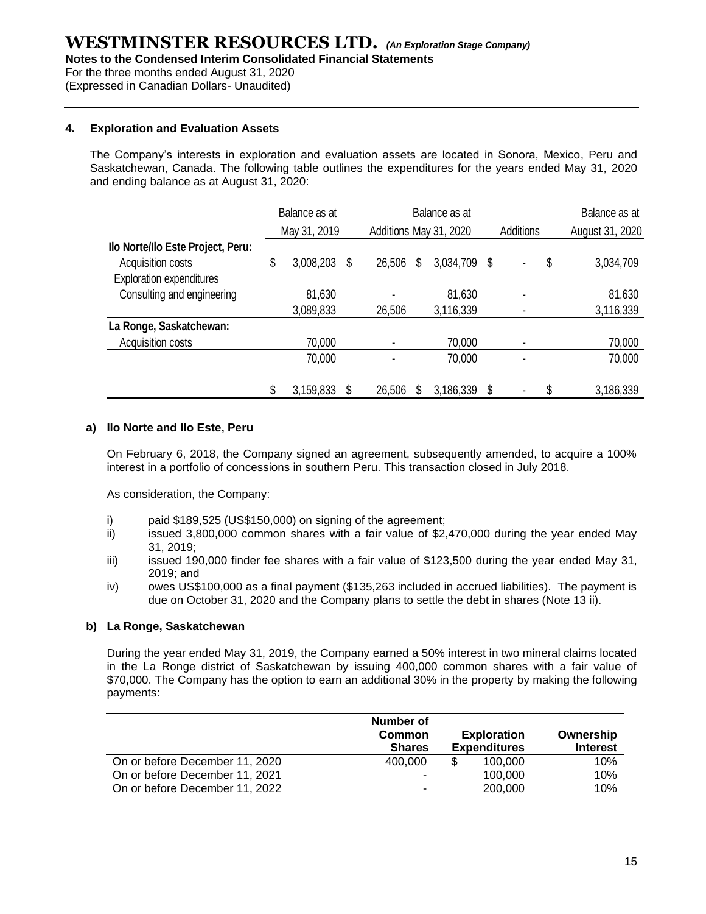## 4. Exploration and Evaluation Assets

The Company's interests in exploration and evaluation assets are located in Sonora, Mexico, Peru and Saskatchewan, Canada. The following table outlines the expenditures for the years ended May 31, 2020 and ending balance as at August 31, 2020:

| | Balance as at May 31, 2019 | Additions | Balance as at May 31, 2020 | Additions | Balance as at August 31, 2020 |
|---|---|---|---|---|---|
| **Ilo Norte/Ilo Este Project, Peru:** | | | | | |
| Acquisition costs | $ 3,008,203 | $ 26,506 | $ 3,034,709 | $ - | $ 3,034,709 |
| Exploration expenditures | | | | | |
| Consulting and engineering | 81,630 | - | 81,630 | - | 81,630 |
| | 3,089,833 | 26,506 | 3,116,339 | - | 3,116,339 |
| **La Ronge, Saskatchewan:** | | | | | |
| Acquisition costs | 70,000 | - | 70,000 | - | 70,000 |
| | 70,000 | - | 70,000 | - | 70,000 |
| | $ 3,159,833 | $ 26,506 | $ 3,186,339 | $ - | $ 3,186,339 |

### a) Ilo Norte and Ilo Este, Peru

On February 6, 2018, the Company signed an agreement, subsequently amended, to acquire a 100% interest in a portfolio of concessions in southern Peru. This transaction closed in July 2018.

As consideration, the Company:

i) paid $189,525 (US$150,000) on signing of the agreement;
ii) issued 3,800,000 common shares with a fair value of $2,470,000 during the year ended May 31, 2019;
iii) issued 190,000 finder fee shares with a fair value of $123,500 during the year ended May 31, 2019; and
iv) owes US$100,000 as a final payment ($135,263 included in accrued liabilities). The payment is due on October 31, 2020 and the Company plans to settle the debt in shares (Note 13 ii).

### b) La Ronge, Saskatchewan

During the year ended May 31, 2019, the Company earned a 50% interest in two mineral claims located in the La Ronge district of Saskatchewan by issuing 400,000 common shares with a fair value of $70,000. The Company has the option to earn an additional 30% in the property by making the following payments:

| | Number of Common Shares | Exploration Expenditures | Ownership Interest |
|---|---|---|---|
| On or before December 11, 2020 | 400,000 | $ 100,000 | 10% |
| On or before December 11, 2021 | - | 100,000 | 10% |
| On or before December 11, 2022 | - | 200,000 | 10% |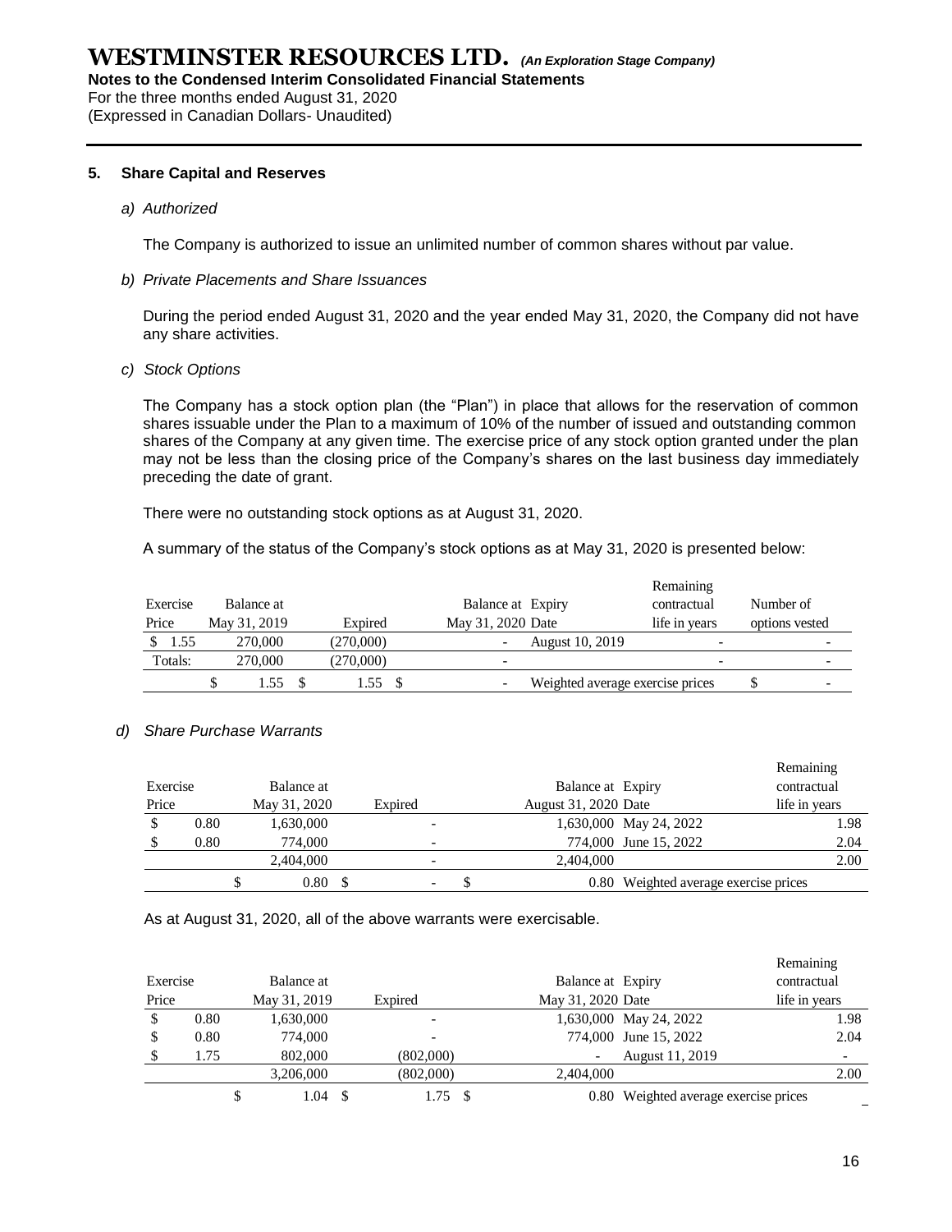## 5. Share Capital and Reserves

*a) Authorized*

The Company is authorized to issue an unlimited number of common shares without par value.

*b) Private Placements and Share Issuances*

During the period ended August 31, 2020 and the year ended May 31, 2020, the Company did not have any share activities.

*c) Stock Options*

The Company has a stock option plan (the "Plan") in place that allows for the reservation of common shares issuable under the Plan to a maximum of 10% of the number of issued and outstanding common shares of the Company at any given time. The exercise price of any stock option granted under the plan may not be less than the closing price of the Company's shares on the last business day immediately preceding the date of grant.

There were no outstanding stock options as at August 31, 2020.

A summary of the status of the Company's stock options as at May 31, 2020 is presented below:

| Exercise Price | Balance at May 31, 2019 | Expired | Balance at May 31, 2020 | Expiry Date | Remaining contractual life in years | Number of options vested |
|---|---|---|---|---|---|---|
| $ 1.55 | 270,000 | (270,000) | - | August 10, 2019 | - | - |
| Totals: | 270,000 | (270,000) | - | | - | - |
| | $ 1.55 | $ 1.55 | $ - | Weighted average exercise prices | | $ - |

*d) Share Purchase Warrants*

| Exercise Price | Balance at May 31, 2020 | Expired | Balance at August 31, 2020 | Expiry Date | Remaining contractual life in years |
|---|---|---|---|---|---|
| $ 0.80 | 1,630,000 | - | 1,630,000 | May 24, 2022 | 1.98 |
| $ 0.80 | 774,000 | - | 774,000 | June 15, 2022 | 2.04 |
| | 2,404,000 | - | 2,404,000 | | 2.00 |
| | $ 0.80 | $ - | $ 0.80 | Weighted average exercise prices | |

As at August 31, 2020, all of the above warrants were exercisable.

| Exercise Price | Balance at May 31, 2019 | Expired | Balance at May 31, 2020 | Expiry Date | Remaining contractual life in years |
|---|---|---|---|---|---|
| $ 0.80 | 1,630,000 | - | 1,630,000 | May 24, 2022 | 1.98 |
| $ 0.80 | 774,000 | - | 774,000 | June 15, 2022 | 2.04 |
| $ 1.75 | 802,000 | (802,000) | - | August 11, 2019 | - |
| | 3,206,000 | (802,000) | 2,404,000 | | 2.00 |
| | $ 1.04 | $ 1.75 | $ 0.80 | Weighted average exercise prices | |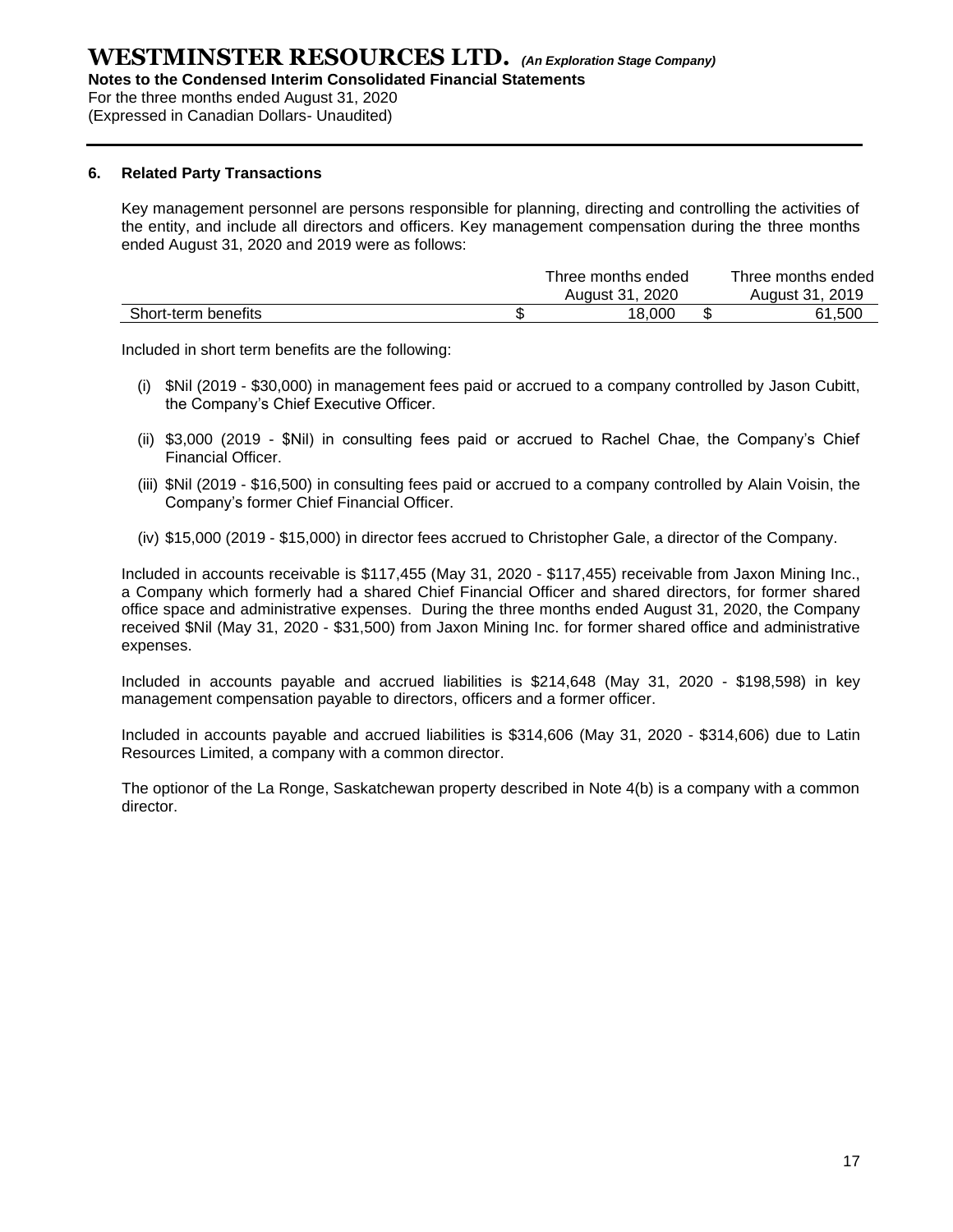**WESTMINSTER RESOURCES LTD.** *(An Exploration Stage Company)*
**Notes to the Condensed Interim Consolidated Financial Statements**
For the three months ended August 31, 2020
(Expressed in Canadian Dollars- Unaudited)

## 6. Related Party Transactions

Key management personnel are persons responsible for planning, directing and controlling the activities of the entity, and include all directors and officers. Key management compensation during the three months ended August 31, 2020 and 2019 were as follows:

| | Three months ended August 31, 2020 | Three months ended August 31, 2019 |
|---|---|---|
| Short-term benefits | $ 18,000 | $ 61,500 |

Included in short term benefits are the following:

(i) $Nil (2019 - $30,000) in management fees paid or accrued to a company controlled by Jason Cubitt, the Company's Chief Executive Officer.

(ii) $3,000 (2019 - $Nil) in consulting fees paid or accrued to Rachel Chae, the Company's Chief Financial Officer.

(iii) $Nil (2019 - $16,500) in consulting fees paid or accrued to a company controlled by Alain Voisin, the Company's former Chief Financial Officer.

(iv) $15,000 (2019 - $15,000) in director fees accrued to Christopher Gale, a director of the Company.

Included in accounts receivable is $117,455 (May 31, 2020 - $117,455) receivable from Jaxon Mining Inc., a Company which formerly had a shared Chief Financial Officer and shared directors, for former shared office space and administrative expenses. During the three months ended August 31, 2020, the Company received $Nil (May 31, 2020 - $31,500) from Jaxon Mining Inc. for former shared office and administrative expenses.

Included in accounts payable and accrued liabilities is $214,648 (May 31, 2020 - $198,598) in key management compensation payable to directors, officers and a former officer.

Included in accounts payable and accrued liabilities is $314,606 (May 31, 2020 - $314,606) due to Latin Resources Limited, a company with a common director.

The optionor of the La Ronge, Saskatchewan property described in Note 4(b) is a company with a common director.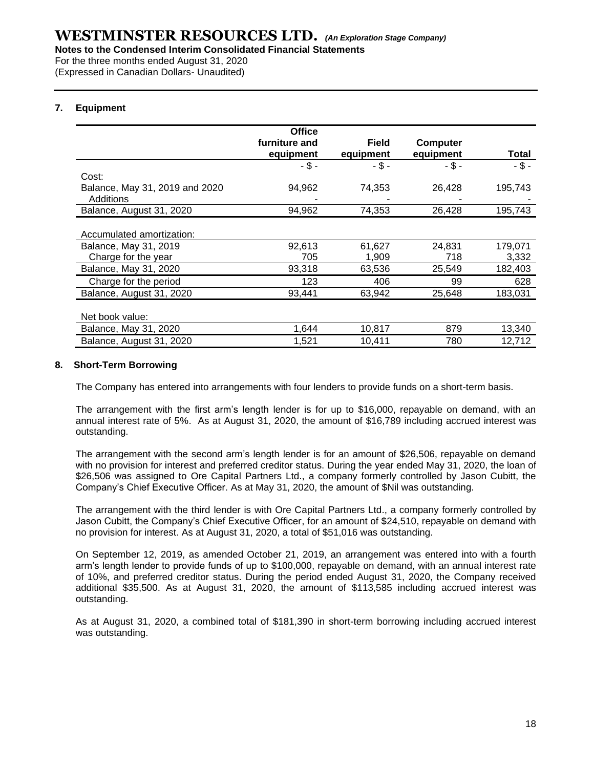## 7. Equipment

| | Office furniture and equipment | Field equipment | Computer equipment | Total |
|---|---|---|---|---|
| | - $ - | - $ - | - $ - | - $ - |
| Cost: | | | | |
| Balance, May 31, 2019 and 2020 | 94,962 | 74,353 | 26,428 | 195,743 |
| Additions | - | - | - | - |
| Balance, August 31, 2020 | 94,962 | 74,353 | 26,428 | 195,743 |
| | | | | |
| Accumulated amortization: | | | | |
| Balance, May 31, 2019 | 92,613 | 61,627 | 24,831 | 179,071 |
| Charge for the year | 705 | 1,909 | 718 | 3,332 |
| Balance, May 31, 2020 | 93,318 | 63,536 | 25,549 | 182,403 |
| Charge for the period | 123 | 406 | 99 | 628 |
| Balance, August 31, 2020 | 93,441 | 63,942 | 25,648 | 183,031 |
| | | | | |
| Net book value: | | | | |
| Balance, May 31, 2020 | 1,644 | 10,817 | 879 | 13,340 |
| Balance, August 31, 2020 | 1,521 | 10,411 | 780 | 12,712 |

## 8. Short-Term Borrowing

The Company has entered into arrangements with four lenders to provide funds on a short-term basis.

The arrangement with the first arm's length lender is for up to $16,000, repayable on demand, with an annual interest rate of 5%. As at August 31, 2020, the amount of $16,789 including accrued interest was outstanding.

The arrangement with the second arm's length lender is for an amount of $26,506, repayable on demand with no provision for interest and preferred creditor status. During the year ended May 31, 2020, the loan of $26,506 was assigned to Ore Capital Partners Ltd., a company formerly controlled by Jason Cubitt, the Company's Chief Executive Officer. As at May 31, 2020, the amount of $Nil was outstanding.

The arrangement with the third lender is with Ore Capital Partners Ltd., a company formerly controlled by Jason Cubitt, the Company's Chief Executive Officer, for an amount of $24,510, repayable on demand with no provision for interest. As at August 31, 2020, a total of $51,016 was outstanding.

On September 12, 2019, as amended October 21, 2019, an arrangement was entered into with a fourth arm's length lender to provide funds of up to $100,000, repayable on demand, with an annual interest rate of 10%, and preferred creditor status. During the period ended August 31, 2020, the Company received additional $35,500. As at August 31, 2020, the amount of $113,585 including accrued interest was outstanding.

As at August 31, 2020, a combined total of $181,390 in short-term borrowing including accrued interest was outstanding.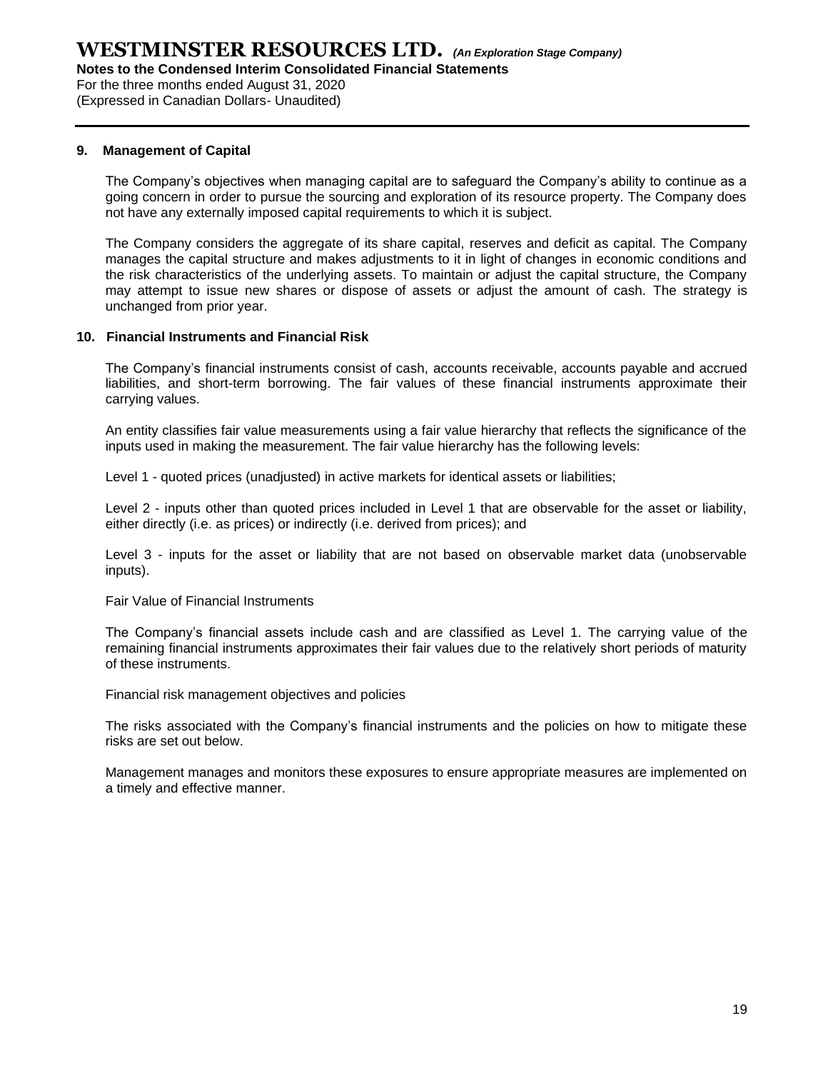## 9. Management of Capital

The Company's objectives when managing capital are to safeguard the Company's ability to continue as a going concern in order to pursue the sourcing and exploration of its resource property. The Company does not have any externally imposed capital requirements to which it is subject.

The Company considers the aggregate of its share capital, reserves and deficit as capital. The Company manages the capital structure and makes adjustments to it in light of changes in economic conditions and the risk characteristics of the underlying assets. To maintain or adjust the capital structure, the Company may attempt to issue new shares or dispose of assets or adjust the amount of cash. The strategy is unchanged from prior year.

## 10. Financial Instruments and Financial Risk

The Company's financial instruments consist of cash, accounts receivable, accounts payable and accrued liabilities, and short-term borrowing. The fair values of these financial instruments approximate their carrying values.

An entity classifies fair value measurements using a fair value hierarchy that reflects the significance of the inputs used in making the measurement. The fair value hierarchy has the following levels:

Level 1 - quoted prices (unadjusted) in active markets for identical assets or liabilities;

Level 2 - inputs other than quoted prices included in Level 1 that are observable for the asset or liability, either directly (i.e. as prices) or indirectly (i.e. derived from prices); and

Level 3 - inputs for the asset or liability that are not based on observable market data (unobservable inputs).

Fair Value of Financial Instruments

The Company's financial assets include cash and are classified as Level 1. The carrying value of the remaining financial instruments approximates their fair values due to the relatively short periods of maturity of these instruments.

Financial risk management objectives and policies

The risks associated with the Company's financial instruments and the policies on how to mitigate these risks are set out below.

Management manages and monitors these exposures to ensure appropriate measures are implemented on a timely and effective manner.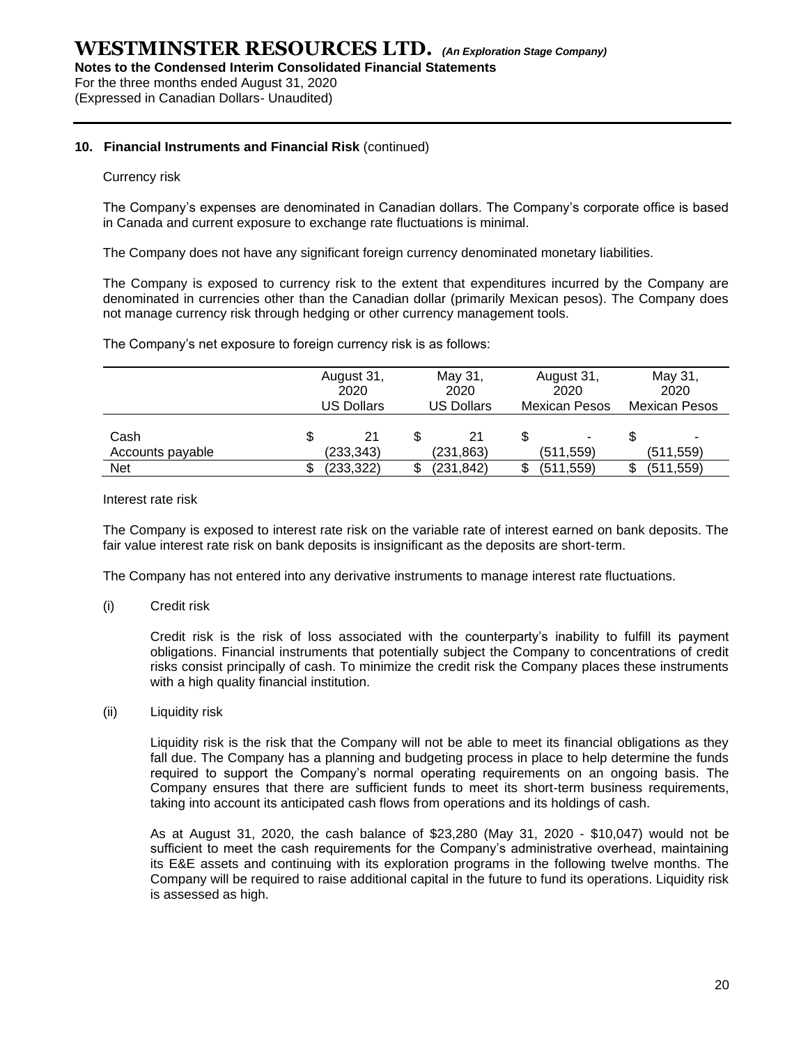### 10. Financial Instruments and Financial Risk (continued)

Currency risk

The Company's expenses are denominated in Canadian dollars. The Company's corporate office is based in Canada and current exposure to exchange rate fluctuations is minimal.

The Company does not have any significant foreign currency denominated monetary liabilities.

The Company is exposed to currency risk to the extent that expenditures incurred by the Company are denominated in currencies other than the Canadian dollar (primarily Mexican pesos). The Company does not manage currency risk through hedging or other currency management tools.

The Company's net exposure to foreign currency risk is as follows:

| | August 31, 2020 US Dollars | May 31, 2020 US Dollars | August 31, 2020 Mexican Pesos | May 31, 2020 Mexican Pesos |
|---|---|---|---|---|
| Cash | $ 21 | $ 21 | $ - | $ - |
| Accounts payable | (233,343) | (231,863) | (511,559) | (511,559) |
| Net | $ (233,322) | $ (231,842) | $ (511,559) | $ (511,559) |

Interest rate risk

The Company is exposed to interest rate risk on the variable rate of interest earned on bank deposits. The fair value interest rate risk on bank deposits is insignificant as the deposits are short-term.

The Company has not entered into any derivative instruments to manage interest rate fluctuations.

(i) Credit risk

Credit risk is the risk of loss associated with the counterparty's inability to fulfill its payment obligations. Financial instruments that potentially subject the Company to concentrations of credit risks consist principally of cash. To minimize the credit risk the Company places these instruments with a high quality financial institution.

(ii) Liquidity risk

Liquidity risk is the risk that the Company will not be able to meet its financial obligations as they fall due. The Company has a planning and budgeting process in place to help determine the funds required to support the Company's normal operating requirements on an ongoing basis. The Company ensures that there are sufficient funds to meet its short-term business requirements, taking into account its anticipated cash flows from operations and its holdings of cash.

As at August 31, 2020, the cash balance of $23,280 (May 31, 2020 - $10,047) would not be sufficient to meet the cash requirements for the Company's administrative overhead, maintaining its E&E assets and continuing with its exploration programs in the following twelve months. The Company will be required to raise additional capital in the future to fund its operations. Liquidity risk is assessed as high.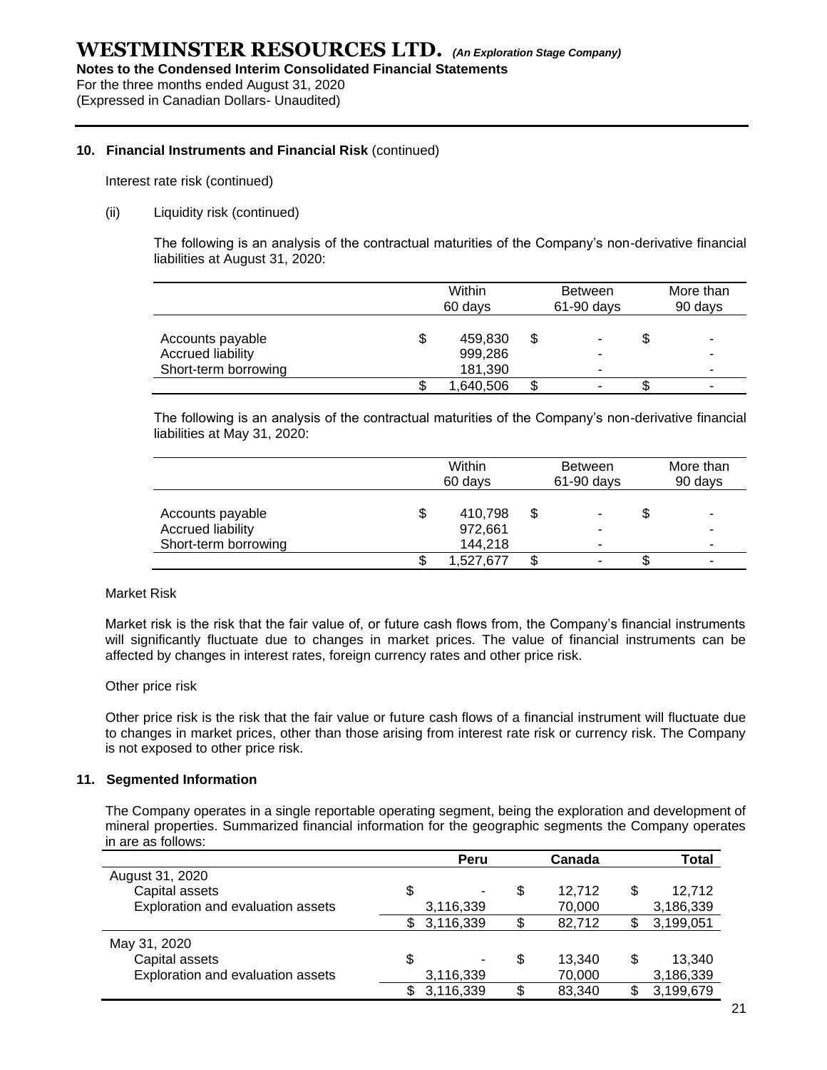# WESTMINSTER RESOURCES LTD. *(An Exploration Stage Company)*

**Notes to the Condensed Interim Consolidated Financial Statements**

For the three months ended August 31, 2020

(Expressed in Canadian Dollars- Unaudited)

## 10. Financial Instruments and Financial Risk (continued)

Interest rate risk (continued)

(ii) Liquidity risk (continued)

The following is an analysis of the contractual maturities of the Company's non-derivative financial liabilities at August 31, 2020:

| | Within 60 days | Between 61-90 days | More than 90 days |
|---|---|---|---|
| Accounts payable | $ 459,830 | $ - | $ - |
| Accrued liability | 999,286 | - | - |
| Short-term borrowing | 181,390 | - | - |
| | $ 1,640,506 | $ - | $ - |

The following is an analysis of the contractual maturities of the Company's non-derivative financial liabilities at May 31, 2020:

| | Within 60 days | Between 61-90 days | More than 90 days |
|---|---|---|---|
| Accounts payable | $ 410,798 | $ - | $ - |
| Accrued liability | 972,661 | - | - |
| Short-term borrowing | 144,218 | - | - |
| | $ 1,527,677 | $ - | $ - |

Market Risk

Market risk is the risk that the fair value of, or future cash flows from, the Company's financial instruments will significantly fluctuate due to changes in market prices. The value of financial instruments can be affected by changes in interest rates, foreign currency rates and other price risk.

Other price risk

Other price risk is the risk that the fair value or future cash flows of a financial instrument will fluctuate due to changes in market prices, other than those arising from interest rate risk or currency risk. The Company is not exposed to other price risk.

## 11. Segmented Information

The Company operates in a single reportable operating segment, being the exploration and development of mineral properties. Summarized financial information for the geographic segments the Company operates in are as follows:

| | Peru | Canada | Total |
|---|---|---|---|
| August 31, 2020 | | | |
| Capital assets | $ - | $ 12,712 | $ 12,712 |
| Exploration and evaluation assets | 3,116,339 | 70,000 | 3,186,339 |
| | $ 3,116,339 | $ 82,712 | $ 3,199,051 |
| May 31, 2020 | | | |
| Capital assets | $ - | $ 13,340 | $ 13,340 |
| Exploration and evaluation assets | 3,116,339 | 70,000 | 3,186,339 |
| | $ 3,116,339 | $ 83,340 | $ 3,199,679 |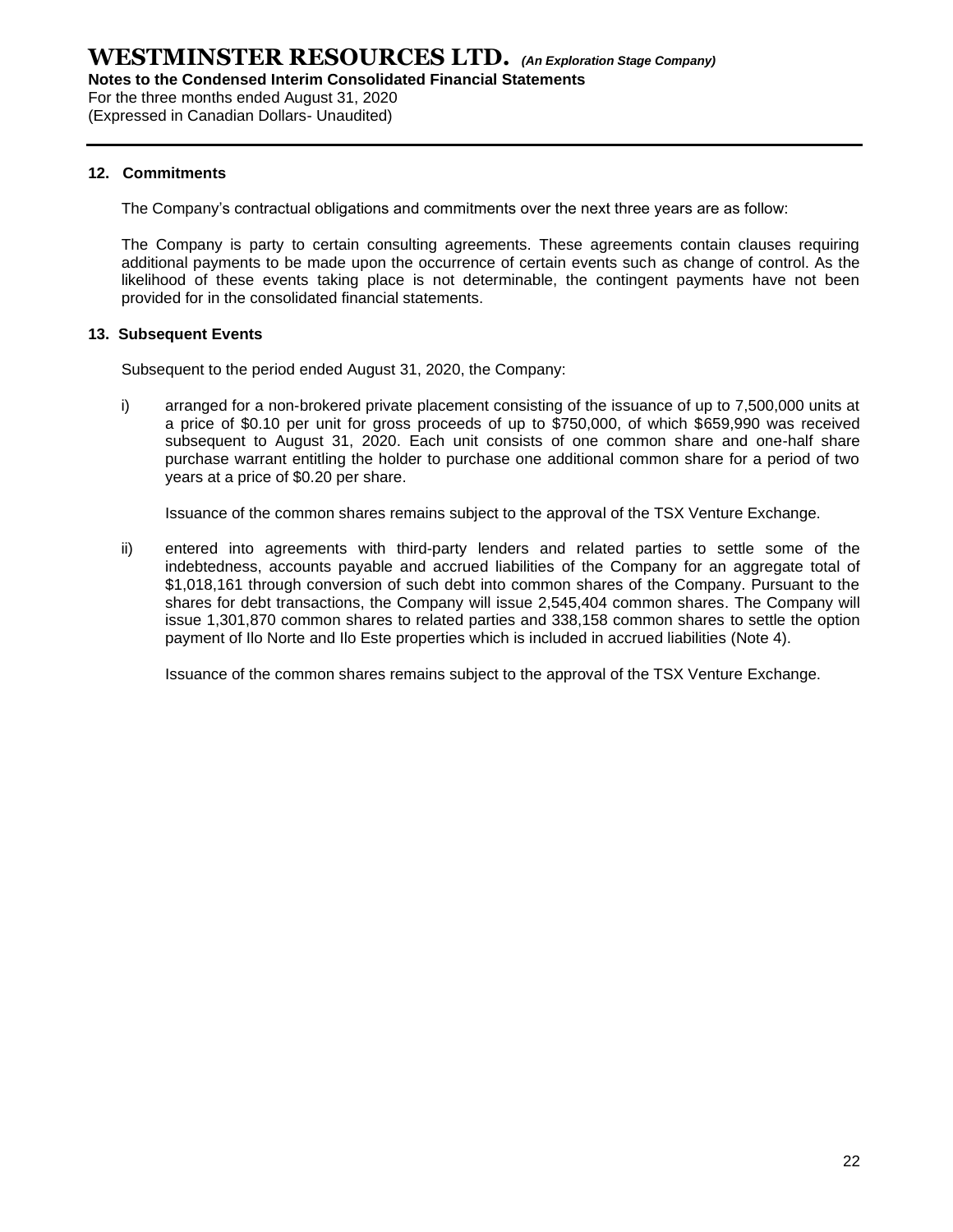## 12. Commitments

The Company's contractual obligations and commitments over the next three years are as follow:

The Company is party to certain consulting agreements. These agreements contain clauses requiring additional payments to be made upon the occurrence of certain events such as change of control. As the likelihood of these events taking place is not determinable, the contingent payments have not been provided for in the consolidated financial statements.

## 13. Subsequent Events

Subsequent to the period ended August 31, 2020, the Company:

i) arranged for a non-brokered private placement consisting of the issuance of up to 7,500,000 units at a price of $0.10 per unit for gross proceeds of up to $750,000, of which $659,990 was received subsequent to August 31, 2020. Each unit consists of one common share and one-half share purchase warrant entitling the holder to purchase one additional common share for a period of two years at a price of $0.20 per share.

   Issuance of the common shares remains subject to the approval of the TSX Venture Exchange.

ii) entered into agreements with third-party lenders and related parties to settle some of the indebtedness, accounts payable and accrued liabilities of the Company for an aggregate total of $1,018,161 through conversion of such debt into common shares of the Company. Pursuant to the shares for debt transactions, the Company will issue 2,545,404 common shares. The Company will issue 1,301,870 common shares to related parties and 338,158 common shares to settle the option payment of Ilo Norte and Ilo Este properties which is included in accrued liabilities (Note 4).

   Issuance of the common shares remains subject to the approval of the TSX Venture Exchange.